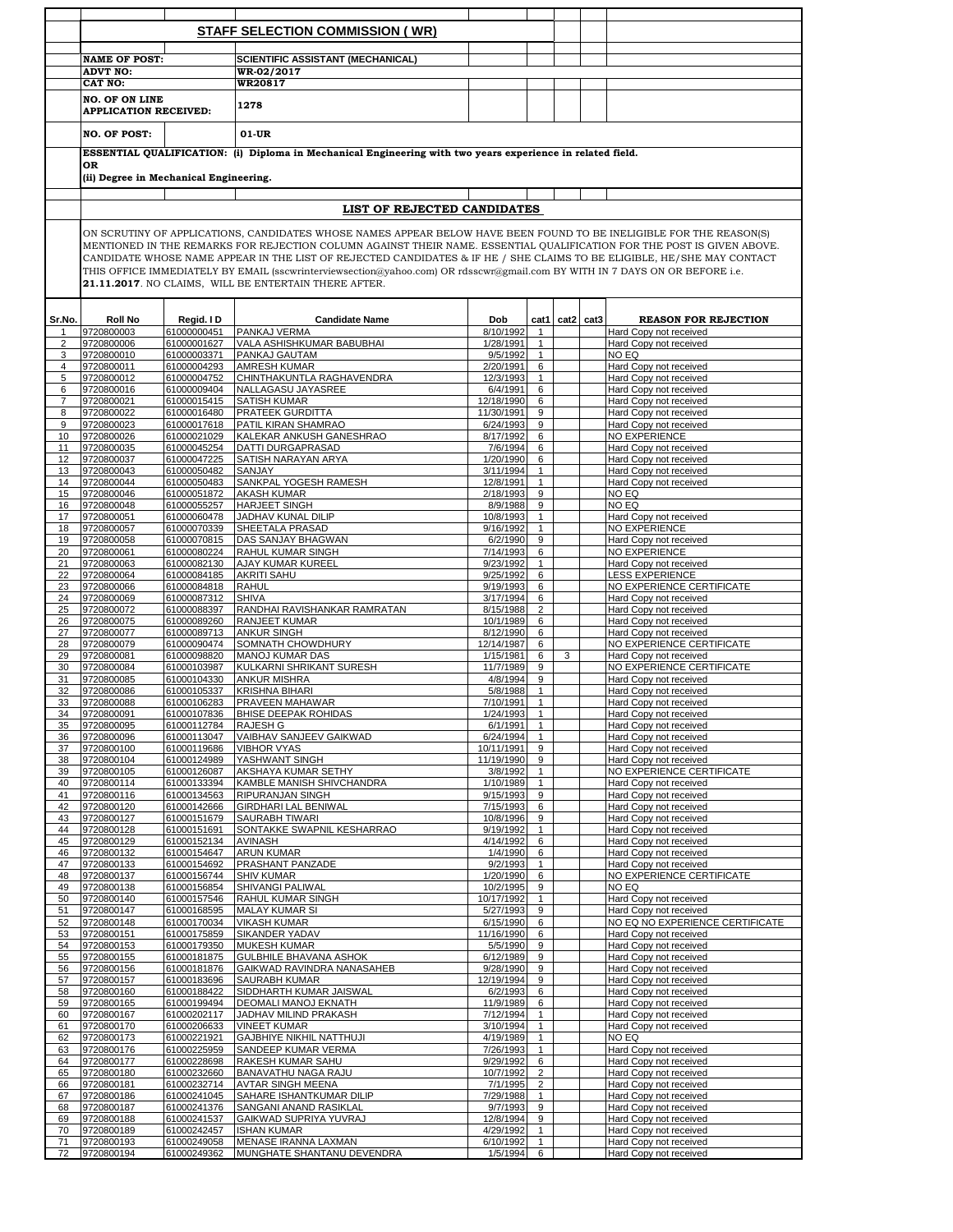## STAFF SELECTION COMMISSION ( WR)

| | | |
|---|---|---|
| **NAME OF POST:** | | **SCIENTIFIC ASSISTANT (MECHANICAL)** |
| **ADVT NO:** | | **WR-02/2017** |
| **CAT NO:** | | **WR20817** |
| **NO. OF ON LINE APPLICATION RECEIVED:** | | **1278** |
| **NO. OF POST:** | | **01-UR** |

**ESSENTIAL QUALIFICATION: (i) Diploma in Mechanical Engineering with two years experience in related field.**
**OR**
**(ii) Degree in Mechanical Engineering.**

## LIST OF REJECTED CANDIDATES

ON SCRUTINY OF APPLICATIONS, CANDIDATES WHOSE NAMES APPEAR BELOW HAVE BEEN FOUND TO BE INELIGIBLE FOR THE REASON(S) MENTIONED IN THE REMARKS FOR REJECTION COLUMN AGAINST THEIR NAME. ESSENTIAL QUALIFICATION FOR THE POST IS GIVEN ABOVE. CANDIDATE WHOSE NAME APPEAR IN THE LIST OF REJECTED CANDIDATES & IF HE / SHE CLAIMS TO BE ELIGIBLE, HE/SHE MAY CONTACT THIS OFFICE IMMEDIATELY BY EMAIL (sscwrinterviewsection@yahoo.com) OR rdsscwr@gmail.com BY WITH IN 7 DAYS ON OR BEFORE i.e. **21.11.2017**. NO CLAIMS, WILL BE ENTERTAIN THERE AFTER.

| Sr.No. | Roll No | Regid. I D | Candidate Name | Dob | cat1 | cat2 | cat3 | REASON FOR REJECTION |
|---|---|---|---|---|---|---|---|---|
| 1 | 9720800003 | 61000000451 | PANKAJ VERMA | 8/10/1992 | 1 | | | Hard Copy not received |
| 2 | 9720800006 | 61000001627 | VALA ASHISHKUMAR BABUBHAI | 1/28/1991 | 1 | | | Hard Copy not received |
| 3 | 9720800010 | 61000003371 | PANKAJ GAUTAM | 9/5/1992 | 1 | | | NO EQ |
| 4 | 9720800011 | 61000004293 | AMRESH KUMAR | 2/20/1991 | 6 | | | Hard Copy not received |
| 5 | 9720800012 | 61000004752 | CHINTHAKUNTLA RAGHAVENDRA | 12/3/1993 | 1 | | | Hard Copy not received |
| 6 | 9720800016 | 61000009404 | NALLAGASU JAYASREE | 6/4/1991 | 6 | | | Hard Copy not received |
| 7 | 9720800021 | 61000015415 | SATISH KUMAR | 12/18/1990 | 6 | | | Hard Copy not received |
| 8 | 9720800022 | 61000016480 | PRATEEK GURDITTA | 11/30/1991 | 9 | | | Hard Copy not received |
| 9 | 9720800023 | 61000017618 | PATIL KIRAN SHAMRAO | 6/24/1993 | 9 | | | Hard Copy not received |
| 10 | 9720800026 | 61000021029 | KALEKAR ANKUSH GANESHRAO | 8/17/1992 | 6 | | | NO EXPERIENCE |
| 11 | 9720800035 | 61000045254 | DATTI DURGAPRASAD | 7/6/1994 | 6 | | | Hard Copy not received |
| 12 | 9720800037 | 61000047225 | SATISH NARAYAN ARYA | 1/20/1990 | 6 | | | Hard Copy not received |
| 13 | 9720800043 | 61000050482 | SANJAY | 3/11/1994 | 1 | | | Hard Copy not received |
| 14 | 9720800044 | 61000050483 | SANKPAL YOGESH RAMESH | 12/8/1991 | 1 | | | Hard Copy not received |
| 15 | 9720800046 | 61000051872 | AKASH KUMAR | 2/18/1993 | 9 | | | NO EQ |
| 16 | 9720800048 | 61000055257 | HARJEET SINGH | 8/9/1988 | 9 | | | NO EQ |
| 17 | 9720800051 | 61000060478 | JADHAV KUNAL DILIP | 10/8/1993 | 1 | | | Hard Copy not received |
| 18 | 9720800057 | 61000070339 | SHEETALA PRASAD | 9/16/1992 | 1 | | | NO EXPERIENCE |
| 19 | 9720800058 | 61000070815 | DAS SANJAY BHAGWAN | 6/2/1990 | 9 | | | Hard Copy not received |
| 20 | 9720800061 | 61000080224 | RAHUL KUMAR SINGH | 7/14/1993 | 6 | | | NO EXPERIENCE |
| 21 | 9720800063 | 61000082130 | AJAY KUMAR KUREEL | 9/23/1992 | 1 | | | Hard Copy not received |
| 22 | 9720800064 | 61000084185 | AKRITI SAHU | 9/25/1992 | 6 | | | LESS EXPERIENCE |
| 23 | 9720800066 | 61000084818 | RAHUL | 9/19/1993 | 6 | | | NO EXPERIENCE CERTIFICATE |
| 24 | 9720800069 | 61000087312 | SHIVA | 3/17/1994 | 6 | | | Hard Copy not received |
| 25 | 9720800072 | 61000088397 | RANDHAI RAVISHANKAR RAMRATAN | 8/15/1988 | 2 | | | Hard Copy not received |
| 26 | 9720800075 | 61000089260 | RANJEET KUMAR | 10/1/1989 | 6 | | | Hard Copy not received |
| 27 | 9720800077 | 61000089713 | ANKUR SINGH | 8/12/1990 | 6 | | | Hard Copy not received |
| 28 | 9720800079 | 61000090474 | SOMNATH CHOWDHURY | 12/14/1987 | 6 | | | NO EXPERIENCE CERTIFICATE |
| 29 | 9720800081 | 61000098820 | MANOJ KUMAR DAS | 1/15/1981 | 6 | 3 | | Hard Copy not received |
| 30 | 9720800084 | 61000103987 | KULKARNI SHRIKANT SURESH | 11/7/1989 | 9 | | | NO EXPERIENCE CERTIFICATE |
| 31 | 9720800085 | 61000104330 | ANKUR MISHRA | 4/8/1994 | 9 | | | Hard Copy not received |
| 32 | 9720800086 | 61000105337 | KRISHNA BIHARI | 5/8/1988 | 1 | | | Hard Copy not received |
| 33 | 9720800088 | 61000106283 | PRAVEEN MAHAWAR | 7/10/1991 | 1 | | | Hard Copy not received |
| 34 | 9720800091 | 61000107836 | BHISE DEEPAK ROHIDAS | 1/24/1993 | 1 | | | Hard Copy not received |
| 35 | 9720800095 | 61000112784 | RAJESH G | 6/1/1991 | 1 | | | Hard Copy not received |
| 36 | 9720800096 | 61000113047 | VAIBHAV SANJEEV GAIKWAD | 6/24/1994 | 1 | | | Hard Copy not received |
| 37 | 9720800100 | 61000119686 | VIBHOR VYAS | 10/11/1991 | 9 | | | Hard Copy not received |
| 38 | 9720800104 | 61000124989 | YASHWANT SINGH | 11/19/1990 | 9 | | | Hard Copy not received |
| 39 | 9720800105 | 61000126087 | AKSHAYA KUMAR SETHY | 3/8/1992 | 1 | | | NO EXPERIENCE CERTIFICATE |
| 40 | 9720800114 | 61000133394 | KAMBLE MANISH SHIVCHANDRA | 1/10/1989 | 1 | | | Hard Copy not received |
| 41 | 9720800116 | 61000134563 | RIPURANJAN SINGH | 9/15/1993 | 9 | | | Hard Copy not received |
| 42 | 9720800120 | 61000142666 | GIRDHARI LAL BENIWAL | 7/15/1993 | 6 | | | Hard Copy not received |
| 43 | 9720800127 | 61000151679 | SAURABH TIWARI | 10/8/1996 | 9 | | | Hard Copy not received |
| 44 | 9720800128 | 61000151691 | SONTAKKE SWAPNIL KESHARRAO | 9/19/1992 | 1 | | | Hard Copy not received |
| 45 | 9720800129 | 61000152134 | AVINASH | 4/14/1992 | 6 | | | Hard Copy not received |
| 46 | 9720800132 | 61000154647 | ARUN KUMAR | 1/4/1990 | 6 | | | Hard Copy not received |
| 47 | 9720800133 | 61000154692 | PRASHANT PANZADE | 9/2/1993 | 1 | | | Hard Copy not received |
| 48 | 9720800137 | 61000156744 | SHIV KUMAR | 1/20/1990 | 6 | | | NO EXPERIENCE CERTIFICATE |
| 49 | 9720800138 | 61000156854 | SHIVANGI PALIWAL | 10/2/1995 | 9 | | | NO EQ |
| 50 | 9720800140 | 61000157546 | RAHUL KUMAR SINGH | 10/17/1992 | 1 | | | Hard Copy not received |
| 51 | 9720800147 | 61000168595 | MALAY KUMAR SI | 5/27/1993 | 9 | | | Hard Copy not received |
| 52 | 9720800148 | 61000170034 | VIKASH KUMAR | 6/15/1990 | 6 | | | NO EQ NO EXPERIENCE CERTIFICATE |
| 53 | 9720800151 | 61000175859 | SIKANDER YADAV | 11/16/1990 | 6 | | | Hard Copy not received |
| 54 | 9720800153 | 61000179350 | MUKESH KUMAR | 5/5/1990 | 9 | | | Hard Copy not received |
| 55 | 9720800155 | 61000181875 | GULBHILE BHAVANA ASHOK | 6/12/1989 | 9 | | | Hard Copy not received |
| 56 | 9720800156 | 61000181876 | GAIKWAD RAVINDRA NANASAHEB | 9/28/1990 | 9 | | | Hard Copy not received |
| 57 | 9720800157 | 61000183696 | SAURABH KUMAR | 12/19/1994 | 9 | | | Hard Copy not received |
| 58 | 9720800160 | 61000188422 | SIDDHARTH KUMAR JAISWAL | 6/2/1993 | 6 | | | Hard Copy not received |
| 59 | 9720800165 | 61000199494 | DEOMALI MANOJ EKNATH | 11/9/1989 | 6 | | | Hard Copy not received |
| 60 | 9720800167 | 61000202117 | JADHAV MILIND PRAKASH | 7/12/1994 | 1 | | | Hard Copy not received |
| 61 | 9720800170 | 61000206633 | VINEET KUMAR | 3/10/1994 | 1 | | | Hard Copy not received |
| 62 | 9720800173 | 61000221921 | GAJBHIYE NIKHIL NATTHUJI | 4/19/1989 | 1 | | | NO EQ |
| 63 | 9720800176 | 61000225959 | SANDEEP KUMAR VERMA | 7/26/1993 | 1 | | | Hard Copy not received |
| 64 | 9720800177 | 61000228698 | RAKESH KUMAR SAHU | 9/29/1992 | 6 | | | Hard Copy not received |
| 65 | 9720800180 | 61000232660 | BANAVATHU NAGA RAJU | 10/7/1992 | 2 | | | Hard Copy not received |
| 66 | 9720800181 | 61000232714 | AVTAR SINGH MEENA | 7/1/1995 | 2 | | | Hard Copy not received |
| 67 | 9720800186 | 61000241045 | SAHARE ISHANTKUMAR DILIP | 7/29/1988 | 1 | | | Hard Copy not received |
| 68 | 9720800187 | 61000241376 | SANGANI ANAND RASIKLAL | 9/7/1993 | 9 | | | Hard Copy not received |
| 69 | 9720800188 | 61000241537 | GAIKWAD SUPRIYA YUVRAJ | 12/8/1994 | 9 | | | Hard Copy not received |
| 70 | 9720800189 | 61000242457 | ISHAN KUMAR | 4/29/1992 | 1 | | | Hard Copy not received |
| 71 | 9720800193 | 61000249058 | MENASE IRANNA LAXMAN | 6/10/1992 | 1 | | | Hard Copy not received |
| 72 | 9720800194 | 61000249362 | MUNGHATE SHANTANU DEVENDRA | 1/5/1994 | 6 | | | Hard Copy not received |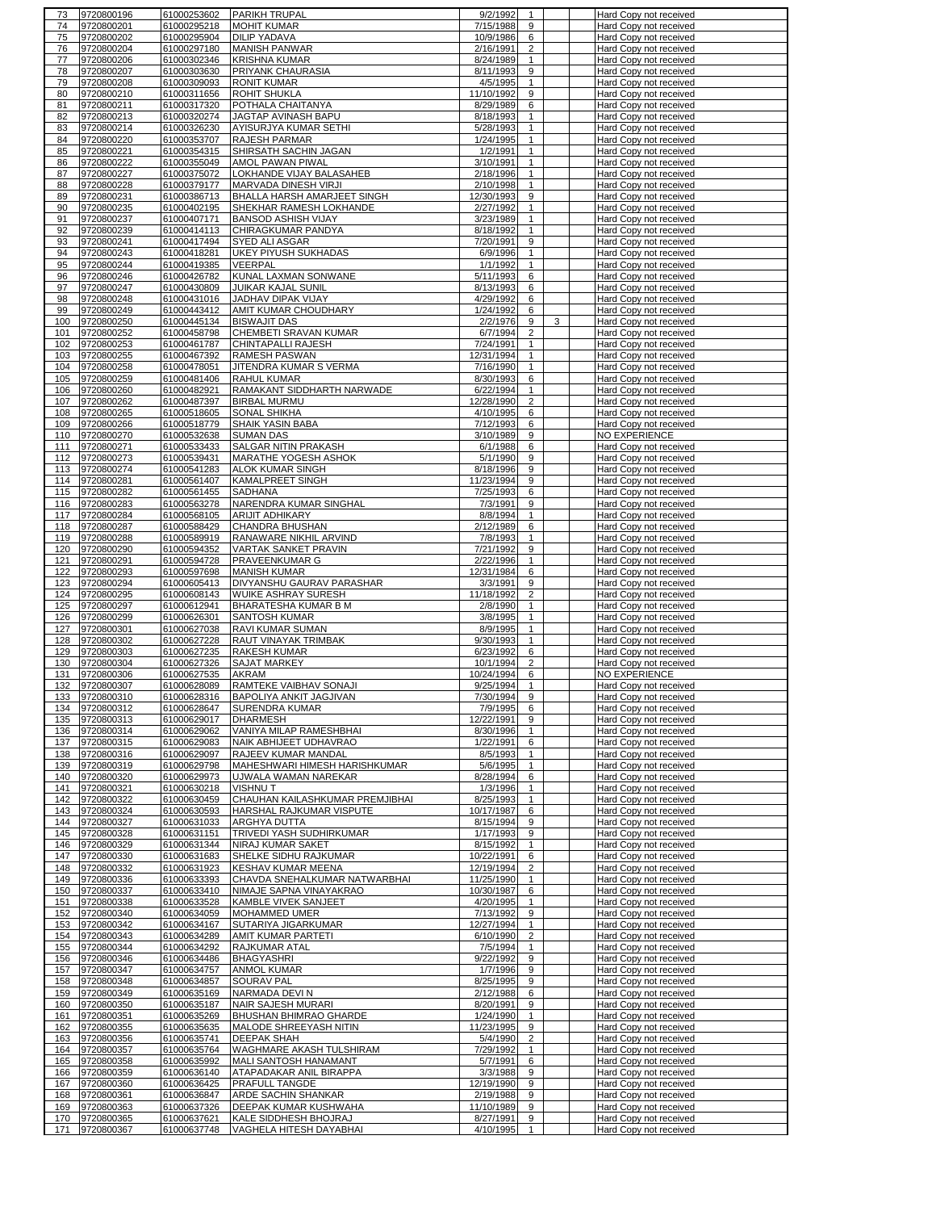| | | | | | | | | |
|---|---|---|---|---|---|---|---|---|
| 73 | 9720800196 | 61000253602 | PARIKH TRUPAL | 9/2/1992 | 1 | | | Hard Copy not received |
| 74 | 9720800201 | 61000295218 | MOHIT KUMAR | 7/15/1988 | 9 | | | Hard Copy not received |
| 75 | 9720800202 | 61000295904 | DILIP YADAVA | 10/9/1986 | 6 | | | Hard Copy not received |
| 76 | 9720800204 | 61000297180 | MANISH PANWAR | 2/16/1991 | 2 | | | Hard Copy not received |
| 77 | 9720800206 | 61000302346 | KRISHNA KUMAR | 8/24/1989 | 1 | | | Hard Copy not received |
| 78 | 9720800207 | 61000303630 | PRIYANK CHAURASIA | 8/11/1993 | 9 | | | Hard Copy not received |
| 79 | 9720800208 | 61000309093 | RONIT KUMAR | 4/5/1995 | 1 | | | Hard Copy not received |
| 80 | 9720800210 | 61000311656 | ROHIT SHUKLA | 11/10/1992 | 9 | | | Hard Copy not received |
| 81 | 9720800211 | 61000317320 | POTHALA CHAITANYA | 8/29/1989 | 6 | | | Hard Copy not received |
| 82 | 9720800213 | 61000320274 | JAGTAP AVINASH BAPU | 8/18/1993 | 1 | | | Hard Copy not received |
| 83 | 9720800214 | 61000326230 | AYISURJYA KUMAR SETHI | 5/28/1993 | 1 | | | Hard Copy not received |
| 84 | 9720800220 | 61000353707 | RAJESH PARMAR | 1/24/1995 | 1 | | | Hard Copy not received |
| 85 | 9720800221 | 61000354315 | SHIRSATH SACHIN JAGAN | 1/2/1991 | 1 | | | Hard Copy not received |
| 86 | 9720800222 | 61000355049 | AMOL PAWAN PIWAL | 3/10/1991 | 1 | | | Hard Copy not received |
| 87 | 9720800227 | 61000375072 | LOKHANDE VIJAY BALASAHEB | 2/18/1996 | 1 | | | Hard Copy not received |
| 88 | 9720800228 | 61000379177 | MARVADA DINESH VIRJI | 2/10/1998 | 1 | | | Hard Copy not received |
| 89 | 9720800231 | 61000386713 | BHALLA HARSH AMARJEET SINGH | 12/30/1993 | 9 | | | Hard Copy not received |
| 90 | 9720800235 | 61000402195 | SHEKHAR RAMESH LOKHANDE | 2/27/1992 | 1 | | | Hard Copy not received |
| 91 | 9720800237 | 61000407171 | BANSOD ASHISH VIJAY | 3/23/1989 | 1 | | | Hard Copy not received |
| 92 | 9720800239 | 61000414113 | CHIRAGKUMAR PANDYA | 8/18/1992 | 1 | | | Hard Copy not received |
| 93 | 9720800241 | 61000417494 | SYED ALI ASGAR | 7/20/1991 | 9 | | | Hard Copy not received |
| 94 | 9720800243 | 61000418281 | UKEY PIYUSH SUKHADAS | 6/9/1996 | 1 | | | Hard Copy not received |
| 95 | 9720800244 | 61000419385 | VEERPAL | 1/1/1992 | 1 | | | Hard Copy not received |
| 96 | 9720800246 | 61000426782 | KUNAL LAXMAN SONWANE | 5/11/1993 | 6 | | | Hard Copy not received |
| 97 | 9720800247 | 61000430809 | JUIKAR KAJAL SUNIL | 8/13/1993 | 6 | | | Hard Copy not received |
| 98 | 9720800248 | 61000431016 | JADHAV DIPAK VIJAY | 4/29/1992 | 6 | | | Hard Copy not received |
| 99 | 9720800249 | 61000443412 | AMIT KUMAR CHOUDHARY | 1/24/1992 | 6 | | | Hard Copy not received |
| 100 | 9720800250 | 61000445134 | BISWAJIT DAS | 2/2/1976 | 9 | 3 | | Hard Copy not received |
| 101 | 9720800252 | 61000458798 | CHEMBETI SRAVAN KUMAR | 6/7/1994 | 2 | | | Hard Copy not received |
| 102 | 9720800253 | 61000461787 | CHINTAPALLI RAJESH | 7/24/1991 | 1 | | | Hard Copy not received |
| 103 | 9720800255 | 61000467392 | RAMESH PASWAN | 12/31/1994 | 1 | | | Hard Copy not received |
| 104 | 9720800258 | 61000478051 | JITENDRA KUMAR S VERMA | 7/16/1990 | 1 | | | Hard Copy not received |
| 105 | 9720800259 | 61000481406 | RAHUL KUMAR | 8/30/1993 | 6 | | | Hard Copy not received |
| 106 | 9720800260 | 61000482921 | RAMAKANT SIDDHARTH NARWADE | 6/22/1994 | 1 | | | Hard Copy not received |
| 107 | 9720800262 | 61000487397 | BIRBAL MURMU | 12/28/1990 | 2 | | | Hard Copy not received |
| 108 | 9720800265 | 61000518605 | SONAL SHIKHA | 4/10/1995 | 6 | | | Hard Copy not received |
| 109 | 9720800266 | 61000518779 | SHAIK YASIN BABA | 7/12/1993 | 6 | | | Hard Copy not received |
| 110 | 9720800270 | 61000532638 | SUMAN DAS | 3/10/1989 | 9 | | | NO EXPERIENCE |
| 111 | 9720800271 | 61000533433 | SALGAR NITIN PRAKASH | 6/1/1988 | 6 | | | Hard Copy not received |
| 112 | 9720800273 | 61000539431 | MARATHE YOGESH ASHOK | 5/1/1990 | 9 | | | Hard Copy not received |
| 113 | 9720800274 | 61000541283 | ALOK KUMAR SINGH | 8/18/1996 | 9 | | | Hard Copy not received |
| 114 | 9720800281 | 61000561407 | KAMALPREET SINGH | 11/23/1994 | 9 | | | Hard Copy not received |
| 115 | 9720800282 | 61000561455 | SADHANA | 7/25/1993 | 6 | | | Hard Copy not received |
| 116 | 9720800283 | 61000563278 | NARENDRA KUMAR SINGHAL | 7/3/1991 | 9 | | | Hard Copy not received |
| 117 | 9720800284 | 61000568105 | ARIJIT ADHIKARY | 8/8/1994 | 1 | | | Hard Copy not received |
| 118 | 9720800287 | 61000588429 | CHANDRA BHUSHAN | 2/12/1989 | 6 | | | Hard Copy not received |
| 119 | 9720800288 | 61000589919 | RANAWARE NIKHIL ARVIND | 7/8/1993 | 1 | | | Hard Copy not received |
| 120 | 9720800290 | 61000594352 | VARTAK SANKET PRAVIN | 7/21/1992 | 9 | | | Hard Copy not received |
| 121 | 9720800291 | 61000594728 | PRAVEENKUMAR G | 2/22/1996 | 1 | | | Hard Copy not received |
| 122 | 9720800293 | 61000597698 | MANISH KUMAR | 12/31/1984 | 6 | | | Hard Copy not received |
| 123 | 9720800294 | 61000605413 | DIVYANSHU GAURAV PARASHAR | 3/3/1991 | 9 | | | Hard Copy not received |
| 124 | 9720800295 | 61000608143 | WUIKE ASHRAY SURESH | 11/18/1992 | 2 | | | Hard Copy not received |
| 125 | 9720800297 | 61000612941 | BHARATESHA KUMAR B M | 2/8/1990 | 1 | | | Hard Copy not received |
| 126 | 9720800299 | 61000626301 | SANTOSH KUMAR | 3/8/1995 | 1 | | | Hard Copy not received |
| 127 | 9720800301 | 61000627038 | RAVI KUMAR SUMAN | 8/9/1995 | 1 | | | Hard Copy not received |
| 128 | 9720800302 | 61000627228 | RAUT VINAYAK TRIMBAK | 9/30/1993 | 1 | | | Hard Copy not received |
| 129 | 9720800303 | 61000627235 | RAKESH KUMAR | 6/23/1992 | 6 | | | Hard Copy not received |
| 130 | 9720800304 | 61000627326 | SAJAT MARKEY | 10/1/1994 | 2 | | | Hard Copy not received |
| 131 | 9720800306 | 61000627535 | AKRAM | 10/24/1994 | 6 | | | NO EXPERIENCE |
| 132 | 9720800307 | 61000628089 | RAMTEKE VAIBHAV SONAJI | 9/25/1994 | 1 | | | Hard Copy not received |
| 133 | 9720800310 | 61000628316 | BAPOLIYA ANKIT JAGJIVAN | 7/30/1994 | 9 | | | Hard Copy not received |
| 134 | 9720800312 | 61000628647 | SURENDRA KUMAR | 7/9/1995 | 6 | | | Hard Copy not received |
| 135 | 9720800313 | 61000629017 | DHARMESH | 12/22/1991 | 9 | | | Hard Copy not received |
| 136 | 9720800314 | 61000629062 | VANIYA MILAP RAMESHBHAI | 8/30/1996 | 1 | | | Hard Copy not received |
| 137 | 9720800315 | 61000629083 | NAIK ABHIJEET UDHAVRAO | 1/22/1991 | 6 | | | Hard Copy not received |
| 138 | 9720800316 | 61000629097 | RAJEEV KUMAR MANDAL | 8/5/1993 | 1 | | | Hard Copy not received |
| 139 | 9720800319 | 61000629798 | MAHESHWARI HIMESH HARISHKUMAR | 5/6/1995 | 1 | | | Hard Copy not received |
| 140 | 9720800320 | 61000629973 | UJWALA WAMAN NAREKAR | 8/28/1994 | 6 | | | Hard Copy not received |
| 141 | 9720800321 | 61000630218 | VISHNU T | 1/3/1996 | 1 | | | Hard Copy not received |
| 142 | 9720800322 | 61000630459 | CHAUHAN KAILASHKUMAR PREMJIBHAI | 8/25/1993 | 1 | | | Hard Copy not received |
| 143 | 9720800324 | 61000630593 | HARSHAL RAJKUMAR VISPUTE | 10/17/1987 | 6 | | | Hard Copy not received |
| 144 | 9720800327 | 61000631033 | ARGHYA DUTTA | 8/15/1994 | 9 | | | Hard Copy not received |
| 145 | 9720800328 | 61000631151 | TRIVEDI YASH SUDHIRKUMAR | 1/17/1993 | 9 | | | Hard Copy not received |
| 146 | 9720800329 | 61000631344 | NIRAJ KUMAR SAKET | 8/15/1992 | 1 | | | Hard Copy not received |
| 147 | 9720800330 | 61000631683 | SHELKE SIDHU RAJKUMAR | 10/22/1991 | 6 | | | Hard Copy not received |
| 148 | 9720800332 | 61000631923 | KESHAV KUMAR MEENA | 12/19/1994 | 2 | | | Hard Copy not received |
| 149 | 9720800336 | 61000633393 | CHAVDA SNEHALKUMAR NATWARBHAI | 11/25/1990 | 1 | | | Hard Copy not received |
| 150 | 9720800337 | 61000633410 | NIMAJE SAPNA VINAYAKRAO | 10/30/1987 | 6 | | | Hard Copy not received |
| 151 | 9720800338 | 61000633528 | KAMBLE VIVEK SANJEET | 4/20/1995 | 1 | | | Hard Copy not received |
| 152 | 9720800340 | 61000634059 | MOHAMMED UMER | 7/13/1992 | 9 | | | Hard Copy not received |
| 153 | 9720800342 | 61000634167 | SUTARIYA JIGARKUMAR | 12/27/1994 | 1 | | | Hard Copy not received |
| 154 | 9720800343 | 61000634289 | AMIT KUMAR PARTETI | 6/10/1990 | 2 | | | Hard Copy not received |
| 155 | 9720800344 | 61000634292 | RAJKUMAR ATAL | 7/5/1994 | 1 | | | Hard Copy not received |
| 156 | 9720800346 | 61000634486 | BHAGYASHRI | 9/22/1992 | 9 | | | Hard Copy not received |
| 157 | 9720800347 | 61000634757 | ANMOL KUMAR | 1/7/1996 | 9 | | | Hard Copy not received |
| 158 | 9720800348 | 61000634857 | SOURAV PAL | 8/25/1995 | 9 | | | Hard Copy not received |
| 159 | 9720800349 | 61000635169 | NARMADA DEVI N | 2/12/1988 | 6 | | | Hard Copy not received |
| 160 | 9720800350 | 61000635187 | NAIR SAJESH MURARI | 8/20/1991 | 9 | | | Hard Copy not received |
| 161 | 9720800351 | 61000635269 | BHUSHAN BHIMRAO GHARDE | 1/24/1990 | 1 | | | Hard Copy not received |
| 162 | 9720800355 | 61000635635 | MALODE SHREEYASH NITIN | 11/23/1995 | 9 | | | Hard Copy not received |
| 163 | 9720800356 | 61000635741 | DEEPAK SHAH | 5/4/1990 | 2 | | | Hard Copy not received |
| 164 | 9720800357 | 61000635764 | WAGHMARE AKASH TULSHIRAM | 7/29/1992 | 1 | | | Hard Copy not received |
| 165 | 9720800358 | 61000635992 | MALI SANTOSH HANAMANT | 5/7/1991 | 6 | | | Hard Copy not received |
| 166 | 9720800359 | 61000636140 | ATAPADAKAR ANIL BIRAPPA | 3/3/1988 | 9 | | | Hard Copy not received |
| 167 | 9720800360 | 61000636425 | PRAFULL TANGDE | 12/19/1990 | 9 | | | Hard Copy not received |
| 168 | 9720800361 | 61000636847 | ARDE SACHIN SHANKAR | 2/19/1988 | 9 | | | Hard Copy not received |
| 169 | 9720800363 | 61000637326 | DEEPAK KUMAR KUSHWAHA | 11/10/1989 | 9 | | | Hard Copy not received |
| 170 | 9720800365 | 61000637621 | KALE SIDDHESH BHOJRAJ | 8/27/1991 | 9 | | | Hard Copy not received |
| 171 | 9720800367 | 61000637748 | VAGHELA HITESH DAYABHAI | 4/10/1995 | 1 | | | Hard Copy not received |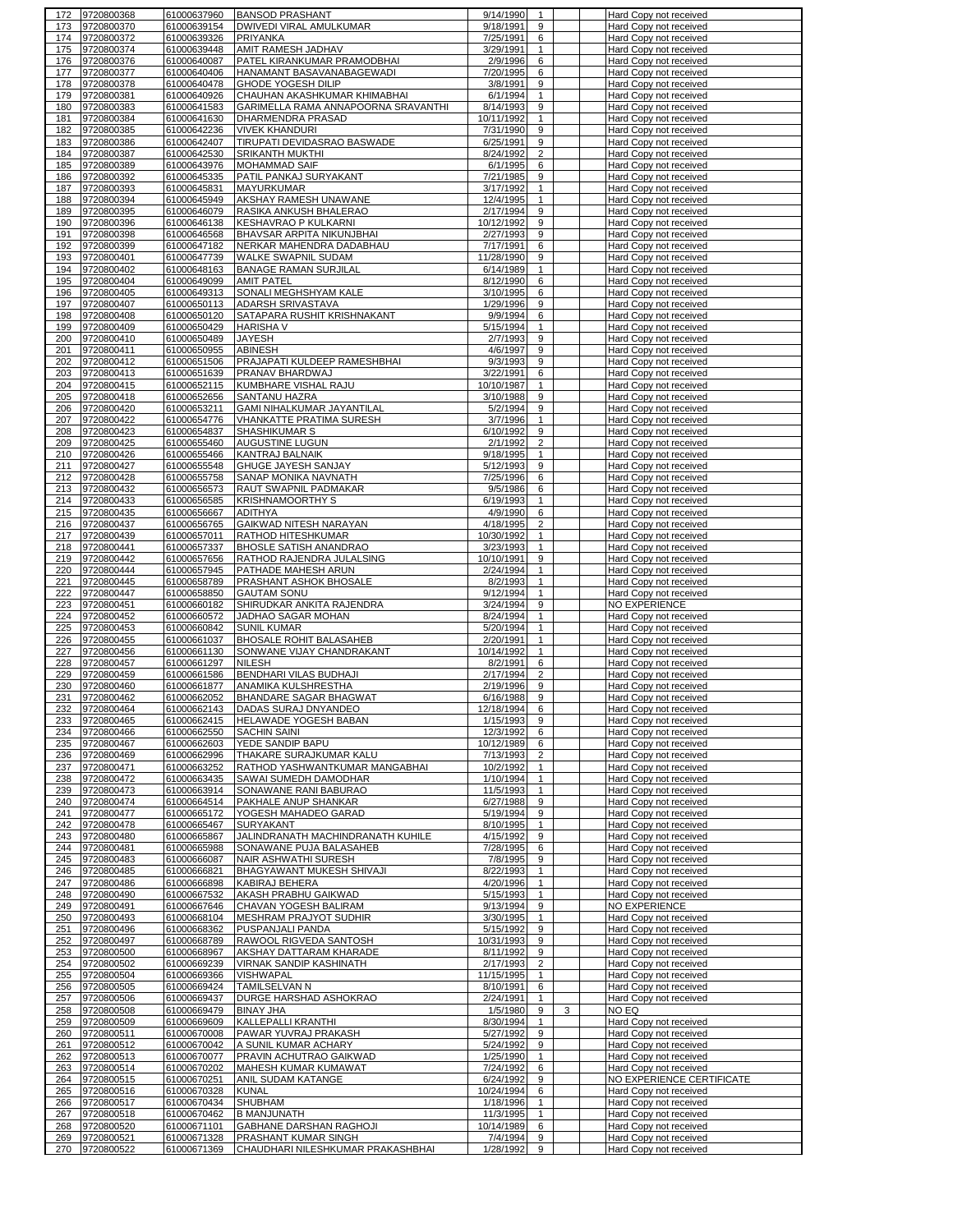| 172 | 9720800368 | 61000637960 | BANSOD PRASHANT | 9/14/1990 | 1 | | | Hard Copy not received |
|---|---|---|---|---|---|---|---|---|
| 173 | 9720800370 | 61000639154 | DWIVEDI VIRAL AMULKUMAR | 9/18/1991 | 9 | | | Hard Copy not received |
| 174 | 9720800372 | 61000639326 | PRIYANKA | 7/25/1991 | 6 | | | Hard Copy not received |
| 175 | 9720800374 | 61000639448 | AMIT RAMESH JADHAV | 3/29/1991 | 1 | | | Hard Copy not received |
| 176 | 9720800376 | 61000640087 | PATEL KIRANKUMAR PRAMODBHAI | 2/9/1996 | 6 | | | Hard Copy not received |
| 177 | 9720800377 | 61000640406 | HANAMANT BASAVANABAGEWADI | 7/20/1995 | 6 | | | Hard Copy not received |
| 178 | 9720800378 | 61000640478 | GHODE YOGESH DILIP | 3/8/1991 | 9 | | | Hard Copy not received |
| 179 | 9720800381 | 61000640926 | CHAUHAN AKASHKUMAR KHIMABHAI | 6/1/1994 | 1 | | | Hard Copy not received |
| 180 | 9720800383 | 61000641583 | GARIMELLA RAMA ANNAPOORNA SRAVANTHI | 8/14/1993 | 9 | | | Hard Copy not received |
| 181 | 9720800384 | 61000641630 | DHARMENDRA PRASAD | 10/11/1992 | 1 | | | Hard Copy not received |
| 182 | 9720800385 | 61000642236 | VIVEK KHANDURI | 7/31/1990 | 9 | | | Hard Copy not received |
| 183 | 9720800386 | 61000642407 | TIRUPATI DEVIDASRAO BASWADE | 6/25/1991 | 9 | | | Hard Copy not received |
| 184 | 9720800387 | 61000642530 | SRIKANTH MUKTHI | 8/24/1992 | 2 | | | Hard Copy not received |
| 185 | 9720800389 | 61000643976 | MOHAMMAD SAIF | 6/1/1995 | 6 | | | Hard Copy not received |
| 186 | 9720800392 | 61000645335 | PATIL PANKAJ SURYAKANT | 7/21/1985 | 9 | | | Hard Copy not received |
| 187 | 9720800393 | 61000645831 | MAYURKUMAR | 3/17/1992 | 1 | | | Hard Copy not received |
| 188 | 9720800394 | 61000645949 | AKSHAY RAMESH UNAWANE | 12/4/1995 | 1 | | | Hard Copy not received |
| 189 | 9720800395 | 61000646079 | RASIKA ANKUSH BHALERAO | 2/17/1994 | 9 | | | Hard Copy not received |
| 190 | 9720800396 | 61000646138 | KESHAVRAO P KULKARNI | 10/12/1992 | 9 | | | Hard Copy not received |
| 191 | 9720800398 | 61000646568 | BHAVSAR ARPITA NIKUNJBHAI | 2/27/1993 | 9 | | | Hard Copy not received |
| 192 | 9720800399 | 61000647182 | NERKAR MAHENDRA DADABHAU | 7/17/1991 | 6 | | | Hard Copy not received |
| 193 | 9720800401 | 61000647739 | WALKE SWAPNIL SUDAM | 11/28/1990 | 9 | | | Hard Copy not received |
| 194 | 9720800402 | 61000648163 | BANAGE RAMAN SURJILAL | 6/14/1989 | 1 | | | Hard Copy not received |
| 195 | 9720800404 | 61000649099 | AMIT PATEL | 8/12/1990 | 6 | | | Hard Copy not received |
| 196 | 9720800405 | 61000649313 | SONALI MEGHSHYAM KALE | 3/10/1995 | 6 | | | Hard Copy not received |
| 197 | 9720800407 | 61000650113 | ADARSH SRIVASTAVA | 1/29/1996 | 9 | | | Hard Copy not received |
| 198 | 9720800408 | 61000650120 | SATAPARA RUSHIT KRISHNAKANT | 9/9/1994 | 6 | | | Hard Copy not received |
| 199 | 9720800409 | 61000650429 | HARISHA V | 5/15/1994 | 1 | | | Hard Copy not received |
| 200 | 9720800410 | 61000650489 | JAYESH | 2/7/1993 | 9 | | | Hard Copy not received |
| 201 | 9720800411 | 61000650955 | ABINESH | 4/6/1997 | 9 | | | Hard Copy not received |
| 202 | 9720800412 | 61000651506 | PRAJAPATI KULDEEP RAMESHBHAI | 9/3/1993 | 9 | | | Hard Copy not received |
| 203 | 9720800413 | 61000651639 | PRANAV BHARDWAJ | 3/22/1991 | 6 | | | Hard Copy not received |
| 204 | 9720800415 | 61000652115 | KUMBHARE VISHAL RAJU | 10/10/1987 | 1 | | | Hard Copy not received |
| 205 | 9720800418 | 61000652656 | SANTANU HAZRA | 3/10/1988 | 9 | | | Hard Copy not received |
| 206 | 9720800420 | 61000653211 | GAMI NIHALKUMAR JAYANTILAL | 5/2/1994 | 9 | | | Hard Copy not received |
| 207 | 9720800422 | 61000654776 | VHANKATTE PRATIMA SURESH | 3/7/1996 | 1 | | | Hard Copy not received |
| 208 | 9720800423 | 61000654837 | SHASHIKUMAR S | 6/10/1992 | 9 | | | Hard Copy not received |
| 209 | 9720800425 | 61000655460 | AUGUSTINE LUGUN | 2/1/1992 | 2 | | | Hard Copy not received |
| 210 | 9720800426 | 61000655466 | KANTRAJ BALNAIK | 9/18/1995 | 1 | | | Hard Copy not received |
| 211 | 9720800427 | 61000655548 | GHUGE JAYESH SANJAY | 5/12/1993 | 9 | | | Hard Copy not received |
| 212 | 9720800428 | 61000655758 | SANAP MONIKA NAVNATH | 7/25/1996 | 6 | | | Hard Copy not received |
| 213 | 9720800432 | 61000656573 | RAUT SWAPNIL PADMAKAR | 9/5/1986 | 6 | | | Hard Copy not received |
| 214 | 9720800433 | 61000656585 | KRISHNAMOORTHY S | 6/19/1993 | 1 | | | Hard Copy not received |
| 215 | 9720800435 | 61000656667 | ADITHYA | 4/9/1990 | 6 | | | Hard Copy not received |
| 216 | 9720800437 | 61000656765 | GAIKWAD NITESH NARAYAN | 4/18/1995 | 2 | | | Hard Copy not received |
| 217 | 9720800439 | 61000657011 | RATHOD HITESHKUMAR | 10/30/1992 | 1 | | | Hard Copy not received |
| 218 | 9720800441 | 61000657337 | BHOSLE SATISH ANANDRAO | 3/23/1993 | 1 | | | Hard Copy not received |
| 219 | 9720800442 | 61000657656 | RATHOD RAJENDRA JULALSING | 10/10/1991 | 9 | | | Hard Copy not received |
| 220 | 9720800444 | 61000657945 | PATHADE MAHESH ARUN | 2/24/1994 | 1 | | | Hard Copy not received |
| 221 | 9720800445 | 61000658789 | PRASHANT ASHOK BHOSALE | 8/2/1993 | 1 | | | Hard Copy not received |
| 222 | 9720800447 | 61000658850 | GAUTAM SONU | 9/12/1994 | 1 | | | Hard Copy not received |
| 223 | 9720800451 | 61000660182 | SHIRUDKAR ANKITA RAJENDRA | 3/24/1994 | 9 | | | NO EXPERIENCE |
| 224 | 9720800452 | 61000660572 | JADHAO SAGAR MOHAN | 8/24/1994 | 1 | | | Hard Copy not received |
| 225 | 9720800453 | 61000660842 | SUNIL KUMAR | 5/20/1994 | 1 | | | Hard Copy not received |
| 226 | 9720800455 | 61000661037 | BHOSALE ROHIT BALASAHEB | 2/20/1991 | 1 | | | Hard Copy not received |
| 227 | 9720800456 | 61000661130 | SONWANE VIJAY CHANDRAKANT | 10/14/1992 | 1 | | | Hard Copy not received |
| 228 | 9720800457 | 61000661297 | NILESH | 8/2/1991 | 6 | | | Hard Copy not received |
| 229 | 9720800459 | 61000661586 | BENDHARI VILAS BUDHAJI | 2/17/1994 | 2 | | | Hard Copy not received |
| 230 | 9720800460 | 61000661877 | ANAMIKA KULSHRESTHA | 2/19/1996 | 9 | | | Hard Copy not received |
| 231 | 9720800462 | 61000662052 | BHANDARE SAGAR BHAGWAT | 6/16/1988 | 9 | | | Hard Copy not received |
| 232 | 9720800464 | 61000662143 | DADAS SURAJ DNYANDEO | 12/18/1994 | 6 | | | Hard Copy not received |
| 233 | 9720800465 | 61000662415 | HELAWADE YOGESH BABAN | 1/15/1993 | 9 | | | Hard Copy not received |
| 234 | 9720800466 | 61000662550 | SACHIN SAINI | 12/3/1992 | 6 | | | Hard Copy not received |
| 235 | 9720800467 | 61000662603 | YEDE SANDIP BAPU | 10/12/1989 | 6 | | | Hard Copy not received |
| 236 | 9720800469 | 61000662996 | THAKARE SURAJKUMAR KALU | 7/13/1993 | 2 | | | Hard Copy not received |
| 237 | 9720800471 | 61000663252 | RATHOD YASHWANTKUMAR MANGABHAI | 10/2/1992 | 1 | | | Hard Copy not received |
| 238 | 9720800472 | 61000663435 | SAWAI SUMEDH DAMODHAR | 1/10/1994 | 1 | | | Hard Copy not received |
| 239 | 9720800473 | 61000663914 | SONAWANE RANI BABURAO | 11/5/1993 | 1 | | | Hard Copy not received |
| 240 | 9720800474 | 61000664514 | PAKHALE ANUP SHANKAR | 6/27/1988 | 9 | | | Hard Copy not received |
| 241 | 9720800477 | 61000665172 | YOGESH MAHADEO GARAD | 5/19/1994 | 9 | | | Hard Copy not received |
| 242 | 9720800478 | 61000665467 | SURYAKANT | 8/10/1995 | 1 | | | Hard Copy not received |
| 243 | 9720800480 | 61000665867 | JALINDRANATH MACHINDRANATH KUHILE | 4/15/1992 | 9 | | | Hard Copy not received |
| 244 | 9720800481 | 61000665988 | SONAWANE PUJA BALASAHEB | 7/28/1995 | 6 | | | Hard Copy not received |
| 245 | 9720800483 | 61000666087 | NAIR ASHWATHI SURESH | 7/8/1995 | 9 | | | Hard Copy not received |
| 246 | 9720800485 | 61000666821 | BHAGYAWANT MUKESH SHIVAJI | 8/22/1993 | 1 | | | Hard Copy not received |
| 247 | 9720800486 | 61000666898 | KABIRAJ BEHERA | 4/20/1996 | 1 | | | Hard Copy not received |
| 248 | 9720800490 | 61000667532 | AKASH PRABHU GAIKWAD | 5/15/1993 | 1 | | | Hard Copy not received |
| 249 | 9720800491 | 61000667646 | CHAVAN YOGESH BALIRAM | 9/13/1994 | 9 | | | NO EXPERIENCE |
| 250 | 9720800493 | 61000668104 | MESHRAM PRAJYOT SUDHIR | 3/30/1995 | 1 | | | Hard Copy not received |
| 251 | 9720800496 | 61000668362 | PUSPANJALI PANDA | 5/15/1992 | 9 | | | Hard Copy not received |
| 252 | 9720800497 | 61000668789 | RAWOOL RIGVEDA SANTOSH | 10/31/1993 | 9 | | | Hard Copy not received |
| 253 | 9720800500 | 61000668967 | AKSHAY DATTARAM KHARADE | 8/11/1992 | 9 | | | Hard Copy not received |
| 254 | 9720800502 | 61000669239 | VIRNAK SANDIP KASHINATH | 2/17/1993 | 2 | | | Hard Copy not received |
| 255 | 9720800504 | 61000669366 | VISHWAPAL | 11/15/1995 | 1 | | | Hard Copy not received |
| 256 | 9720800505 | 61000669424 | TAMILSELVAN N | 8/10/1991 | 6 | | | Hard Copy not received |
| 257 | 9720800506 | 61000669437 | DURGE HARSHAD ASHOKRAO | 2/24/1991 | 1 | | | Hard Copy not received |
| 258 | 9720800508 | 61000669479 | BINAY JHA | 1/5/1980 | 9 | 3 | | NO EQ |
| 259 | 9720800509 | 61000669609 | KALLEPALLI KRANTHI | 8/30/1994 | 1 | | | Hard Copy not received |
| 260 | 9720800511 | 61000670008 | PAWAR YUVRAJ PRAKASH | 5/27/1992 | 9 | | | Hard Copy not received |
| 261 | 9720800512 | 61000670042 | A SUNIL KUMAR ACHARY | 5/24/1992 | 9 | | | Hard Copy not received |
| 262 | 9720800513 | 61000670077 | PRAVIN ACHUTRAO GAIKWAD | 1/25/1990 | 1 | | | Hard Copy not received |
| 263 | 9720800514 | 61000670202 | MAHESH KUMAR KUMAWAT | 7/24/1992 | 6 | | | Hard Copy not received |
| 264 | 9720800515 | 61000670251 | ANIL SUDAM KATANGE | 6/24/1992 | 9 | | | NO EXPERIENCE CERTIFICATE |
| 265 | 9720800516 | 61000670328 | KUNAL | 10/24/1994 | 6 | | | Hard Copy not received |
| 266 | 9720800517 | 61000670434 | SHUBHAM | 1/18/1996 | 1 | | | Hard Copy not received |
| 267 | 9720800518 | 61000670462 | B MANJUNATH | 11/3/1995 | 1 | | | Hard Copy not received |
| 268 | 9720800520 | 61000671101 | GABHANE DARSHAN RAGHOJI | 10/14/1989 | 6 | | | Hard Copy not received |
| 269 | 9720800521 | 61000671328 | PRASHANT KUMAR SINGH | 7/4/1994 | 9 | | | Hard Copy not received |
| 270 | 9720800522 | 61000671369 | CHAUDHARI NILESHKUMAR PRAKASHBHAI | 1/28/1992 | 9 | | | Hard Copy not received |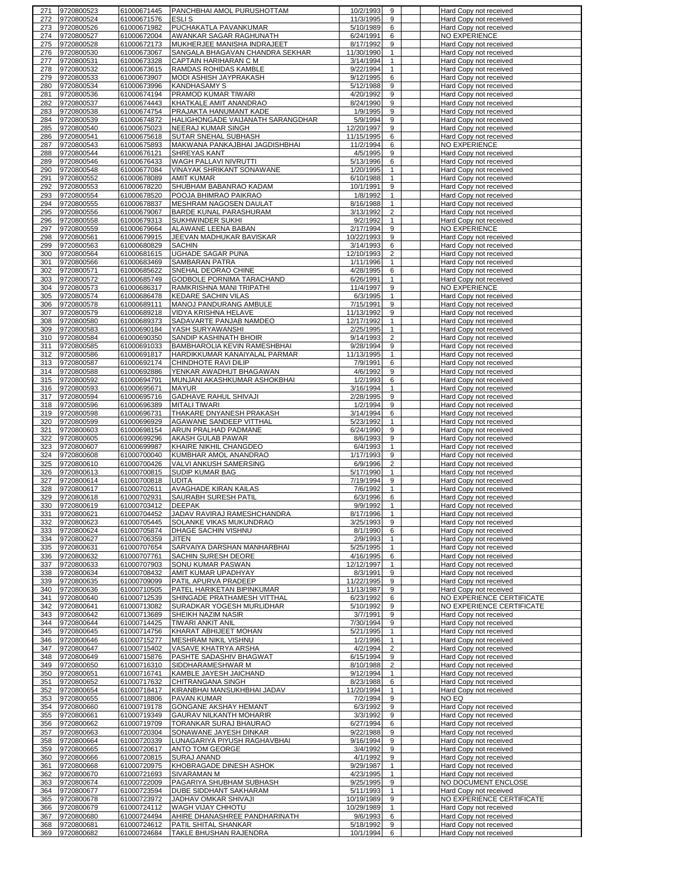| 271 | 9720800523 | 61000671445 | PANCHBHAI AMOL PURUSHOTTAM | 10/2/1993 | 9 | | | Hard Copy not received |
|---|---|---|---|---|---|---|---|---|
| 272 | 9720800524 | 61000671576 | ESLI S | 11/3/1995 | 9 | | | Hard Copy not received |
| 273 | 9720800526 | 61000671982 | PUCHAKATLA PAVANKUMAR | 5/10/1989 | 6 | | | Hard Copy not received |
| 274 | 9720800527 | 61000672004 | AWANKAR SAGAR RAGHUNATH | 6/24/1991 | 6 | | | NO EXPERIENCE |
| 275 | 9720800528 | 61000672173 | MUKHERJEE MANISHA INDRAJEET | 8/17/1992 | 9 | | | Hard Copy not received |
| 276 | 9720800530 | 61000673067 | SANGALA BHAGAVAN CHANDRA SEKHAR | 11/30/1990 | 1 | | | Hard Copy not received |
| 277 | 9720800531 | 61000673328 | CAPTAIN HARIHARAN C M | 3/14/1994 | 1 | | | Hard Copy not received |
| 278 | 9720800532 | 61000673615 | RAMDAS ROHIDAS KAMBLE | 9/22/1994 | 1 | | | Hard Copy not received |
| 279 | 9720800533 | 61000673907 | MODI ASHISH JAYPRAKASH | 9/12/1995 | 6 | | | Hard Copy not received |
| 280 | 9720800534 | 61000673996 | KANDHASAMY S | 5/12/1988 | 9 | | | Hard Copy not received |
| 281 | 9720800536 | 61000674194 | PRAMOD KUMAR TIWARI | 4/20/1992 | 9 | | | Hard Copy not received |
| 282 | 9720800537 | 61000674443 | KHATKALE AMIT ANANDRAO | 8/24/1990 | 9 | | | Hard Copy not received |
| 283 | 9720800538 | 61000674754 | PRAJAKTA HANUMANT KADE | 1/9/1995 | 9 | | | Hard Copy not received |
| 284 | 9720800539 | 61000674872 | HALIGHONGADE VAIJANATH SARANGDHAR | 5/9/1994 | 9 | | | Hard Copy not received |
| 285 | 9720800540 | 61000675023 | NEERAJ KUMAR SINGH | 12/20/1997 | 9 | | | Hard Copy not received |
| 286 | 9720800541 | 61000675618 | SUTAR SNEHAL SUBHASH | 11/15/1995 | 6 | | | Hard Copy not received |
| 287 | 9720800543 | 61000675893 | MAKWANA PANKAJBHAI JAGDISHBHAI | 11/2/1994 | 6 | | | NO EXPERIENCE |
| 288 | 9720800544 | 61000676121 | SHREYAS KANT | 4/5/1995 | 9 | | | Hard Copy not received |
| 289 | 9720800546 | 61000676433 | WAGH PALLAVI NIVRUTTI | 5/13/1996 | 6 | | | Hard Copy not received |
| 290 | 9720800548 | 61000677084 | VINAYAK SHRIKANT SONAWANE | 1/20/1995 | 1 | | | Hard Copy not received |
| 291 | 9720800552 | 61000678089 | AMIT KUMAR | 6/10/1988 | 1 | | | Hard Copy not received |
| 292 | 9720800553 | 61000678220 | SHUBHAM BABANRAO KADAM | 10/1/1991 | 9 | | | Hard Copy not received |
| 293 | 9720800554 | 61000678520 | POOJA BHIMRAO PAIKRAO | 1/8/1992 | 1 | | | Hard Copy not received |
| 294 | 9720800555 | 61000678837 | MESHRAM NAGOSEN DAULAT | 8/16/1988 | 1 | | | Hard Copy not received |
| 295 | 9720800556 | 61000679067 | BARDE KUNAL PARASHURAM | 3/13/1992 | 2 | | | Hard Copy not received |
| 296 | 9720800558 | 61000679313 | SUKHWINDER SUKHI | 9/2/1992 | 1 | | | Hard Copy not received |
| 297 | 9720800559 | 61000679664 | ALAWANE LEENA BABAN | 2/17/1994 | 9 | | | NO EXPERIENCE |
| 298 | 9720800561 | 61000679915 | JEEVAN MADHUKAR BAVISKAR | 10/22/1993 | 9 | | | Hard Copy not received |
| 299 | 9720800563 | 61000680829 | SACHIN | 3/14/1993 | 6 | | | Hard Copy not received |
| 300 | 9720800564 | 61000681615 | UGHADE SAGAR PUNA | 12/10/1993 | 2 | | | Hard Copy not received |
| 301 | 9720800566 | 61000683469 | SAMBARAN PATRA | 1/11/1996 | 1 | | | Hard Copy not received |
| 302 | 9720800571 | 61000685622 | SNEHAL DEORAO CHINE | 4/28/1995 | 6 | | | Hard Copy not received |
| 303 | 9720800572 | 61000685749 | GODBOLE PORNIMA TARACHAND | 6/26/1991 | 1 | | | Hard Copy not received |
| 304 | 9720800573 | 61000686317 | RAMKRISHNA MANI TRIPATHI | 11/4/1997 | 9 | | | NO EXPERIENCE |
| 305 | 9720800574 | 61000686478 | KEDARE SACHIN VILAS | 6/3/1995 | 1 | | | Hard Copy not received |
| 306 | 9720800578 | 61000689111 | MANOJ PANDURANG AMBULE | 7/15/1991 | 9 | | | Hard Copy not received |
| 307 | 9720800579 | 61000689218 | VIDYA KRISHNA HELAVE | 11/13/1992 | 9 | | | Hard Copy not received |
| 308 | 9720800580 | 61000689373 | SADAVARTE PANJAB NAMDEO | 12/17/1992 | 1 | | | Hard Copy not received |
| 309 | 9720800583 | 61000690184 | YASH SURYAWANSHI | 2/25/1995 | 1 | | | Hard Copy not received |
| 310 | 9720800584 | 61000690350 | SANDIP KASHINATH BHOIR | 9/14/1993 | 2 | | | Hard Copy not received |
| 311 | 9720800585 | 61000691033 | BAMBHAROLIA KEVIN RAMESHBHAI | 9/28/1994 | 9 | | | Hard Copy not received |
| 312 | 9720800586 | 61000691817 | HARDIKKUMAR KANAIYALAL PARMAR | 11/13/1995 | 1 | | | Hard Copy not received |
| 313 | 9720800587 | 61000692174 | CHINDHOTE RAVI DILIP | 7/9/1991 | 6 | | | Hard Copy not received |
| 314 | 9720800588 | 61000692886 | YENKAR AWADHUT BHAGAWAN | 4/6/1992 | 9 | | | Hard Copy not received |
| 315 | 9720800592 | 61000694791 | MUNJANI AKASHKUMAR ASHOKBHAI | 1/2/1993 | 6 | | | Hard Copy not received |
| 316 | 9720800593 | 61000695671 | MAYUR | 3/16/1994 | 1 | | | Hard Copy not received |
| 317 | 9720800594 | 61000695716 | GADHAVE RAHUL SHIVAJI | 2/28/1995 | 9 | | | Hard Copy not received |
| 318 | 9720800596 | 61000696389 | MITALI TIWARI | 1/2/1994 | 9 | | | Hard Copy not received |
| 319 | 9720800598 | 61000696731 | THAKARE DNYANESH PRAKASH | 3/14/1994 | 6 | | | Hard Copy not received |
| 320 | 9720800599 | 61000696929 | AGAWANE SANDEEP VITTHAL | 5/23/1992 | 1 | | | Hard Copy not received |
| 321 | 9720800603 | 61000698154 | ARUN PRALHAD PADMANE | 6/24/1990 | 9 | | | Hard Copy not received |
| 322 | 9720800605 | 61000699296 | AKASH GULAB PAWAR | 8/6/1993 | 9 | | | Hard Copy not received |
| 323 | 9720800607 | 61000699987 | KHAIRE NIKHIL CHANGDEO | 6/4/1993 | 1 | | | Hard Copy not received |
| 324 | 9720800608 | 61000700040 | KUMBHAR AMOL ANANDRAO | 1/17/1993 | 9 | | | Hard Copy not received |
| 325 | 9720800610 | 61000700426 | VALVI ANKUSH SAMERSING | 6/9/1996 | 2 | | | Hard Copy not received |
| 326 | 9720800613 | 61000700815 | SUDIP KUMAR BAG | 5/17/1990 | 1 | | | Hard Copy not received |
| 327 | 9720800614 | 61000700818 | UDITA | 7/19/1994 | 9 | | | Hard Copy not received |
| 328 | 9720800617 | 61000702611 | AVAGHADE KIRAN KAILAS | 7/6/1992 | 1 | | | Hard Copy not received |
| 329 | 9720800618 | 61000702931 | SAURABH SURESH PATIL | 6/3/1996 | 6 | | | Hard Copy not received |
| 330 | 9720800619 | 61000703412 | DEEPAK | 9/9/1992 | 1 | | | Hard Copy not received |
| 331 | 9720800621 | 61000704452 | JADAV RAVIRAJ RAMESHCHANDRA | 8/17/1996 | 1 | | | Hard Copy not received |
| 332 | 9720800623 | 61000705445 | SOLANKE VIKAS MUKUNDRAO | 3/25/1993 | 9 | | | Hard Copy not received |
| 333 | 9720800624 | 61000705874 | DHAGE SACHIN VISHNU | 8/1/1990 | 6 | | | Hard Copy not received |
| 334 | 9720800627 | 61000706359 | JITEN | 2/9/1993 | 1 | | | Hard Copy not received |
| 335 | 9720800631 | 61000707654 | SARVAIYA DARSHAN MANHARBHAI | 5/25/1995 | 1 | | | Hard Copy not received |
| 336 | 9720800632 | 61000707761 | SACHIN SURESH DEORE | 4/16/1995 | 6 | | | Hard Copy not received |
| 337 | 9720800633 | 61000707903 | SONU KUMAR PASWAN | 12/12/1997 | 1 | | | Hard Copy not received |
| 338 | 9720800634 | 61000708432 | AMIT KUMAR UPADHYAY | 8/3/1991 | 9 | | | Hard Copy not received |
| 339 | 9720800635 | 61000709099 | PATIL APURVA PRADEEP | 11/22/1995 | 9 | | | Hard Copy not received |
| 340 | 9720800636 | 61000710505 | PATEL HARIKETAN BIPINKUMAR | 11/13/1987 | 9 | | | Hard Copy not received |
| 341 | 9720800640 | 61000712539 | SHINGADE PRATHAMESH VITTHAL | 6/23/1992 | 6 | | | NO EXPERIENCE CERTIFICATE |
| 342 | 9720800641 | 61000713082 | SURADKAR YOGESH MURLIDHAR | 5/10/1992 | 9 | | | NO EXPERIENCE CERTIFICATE |
| 343 | 9720800642 | 61000713689 | SHEIKH NAZIM NASIR | 3/7/1991 | 9 | | | Hard Copy not received |
| 344 | 9720800644 | 61000714425 | TIWARI ANKIT ANIL | 7/30/1994 | 9 | | | Hard Copy not received |
| 345 | 9720800645 | 61000714756 | KHARAT ABHIJEET MOHAN | 5/21/1995 | 1 | | | Hard Copy not received |
| 346 | 9720800646 | 61000715277 | MESHRAM NIKIL VISHNU | 1/2/1996 | 1 | | | Hard Copy not received |
| 347 | 9720800647 | 61000715402 | VASAVE KHATRYA ARSHA | 4/2/1994 | 2 | | | Hard Copy not received |
| 348 | 9720800649 | 61000715876 | PASHTE SADASHIV BHAGWAT | 6/15/1994 | 9 | | | Hard Copy not received |
| 349 | 9720800650 | 61000716310 | SIDDHARAMESHWAR M | 8/10/1988 | 2 | | | Hard Copy not received |
| 350 | 9720800651 | 61000716741 | KAMBLE JAYESH JAICHAND | 9/12/1994 | 1 | | | Hard Copy not received |
| 351 | 9720800652 | 61000717632 | CHITRANGANA SINGH | 8/23/1988 | 6 | | | Hard Copy not received |
| 352 | 9720800654 | 61000718417 | KIRANBHAI MANSUKHBHAI JADAV | 11/20/1994 | 1 | | | Hard Copy not received |
| 353 | 9720800655 | 61000718806 | PAVAN KUMAR | 7/2/1994 | 9 | | | NO EQ |
| 354 | 9720800660 | 61000719178 | GONGANE AKSHAY HEMANT | 6/3/1992 | 9 | | | Hard Copy not received |
| 355 | 9720800661 | 61000719349 | GAURAV NILKANTH MOHARIR | 3/3/1992 | 9 | | | Hard Copy not received |
| 356 | 9720800662 | 61000719709 | TORANKAR SURAJ BHAURAO | 6/27/1994 | 6 | | | Hard Copy not received |
| 357 | 9720800663 | 61000720304 | SONAWANE JAYESH DINKAR | 9/22/1988 | 9 | | | Hard Copy not received |
| 358 | 9720800664 | 61000720339 | LUNAGARIYA PIYUSH RAGHAVBHAI | 9/16/1994 | 9 | | | Hard Copy not received |
| 359 | 9720800665 | 61000720617 | ANTO TOM GEORGE | 3/4/1992 | 9 | | | Hard Copy not received |
| 360 | 9720800666 | 61000720815 | SURAJ ANAND | 4/1/1992 | 9 | | | Hard Copy not received |
| 361 | 9720800668 | 61000720975 | KHOBRAGADE DINESH ASHOK | 9/29/1987 | 1 | | | Hard Copy not received |
| 362 | 9720800670 | 61000721693 | SIVARAMAN M | 4/23/1995 | 1 | | | Hard Copy not received |
| 363 | 9720800674 | 61000722009 | PAGARIYA SHUBHAM SUBHASH | 9/25/1995 | 9 | | | NO DOCUMENT ENCLOSE |
| 364 | 9720800677 | 61000723594 | DUBE SIDDHANT SAKHARAM | 5/11/1993 | 1 | | | Hard Copy not received |
| 365 | 9720800678 | 61000723972 | JADHAV OMKAR SHIVAJI | 10/19/1989 | 9 | | | NO EXPERIENCE CERTIFICATE |
| 366 | 9720800679 | 61000724112 | WAGH VIJAY CHHOTU | 10/29/1989 | 1 | | | Hard Copy not received |
| 367 | 9720800680 | 61000724494 | AHIRE DHANASHREE PANDHARINATH | 9/6/1993 | 6 | | | Hard Copy not received |
| 368 | 9720800681 | 61000724612 | PATIL SHITAL SHANKAR | 5/18/1992 | 9 | | | Hard Copy not received |
| 369 | 9720800682 | 61000724684 | TAKLE BHUSHAN RAJENDRA | 10/1/1994 | 6 | | | Hard Copy not received |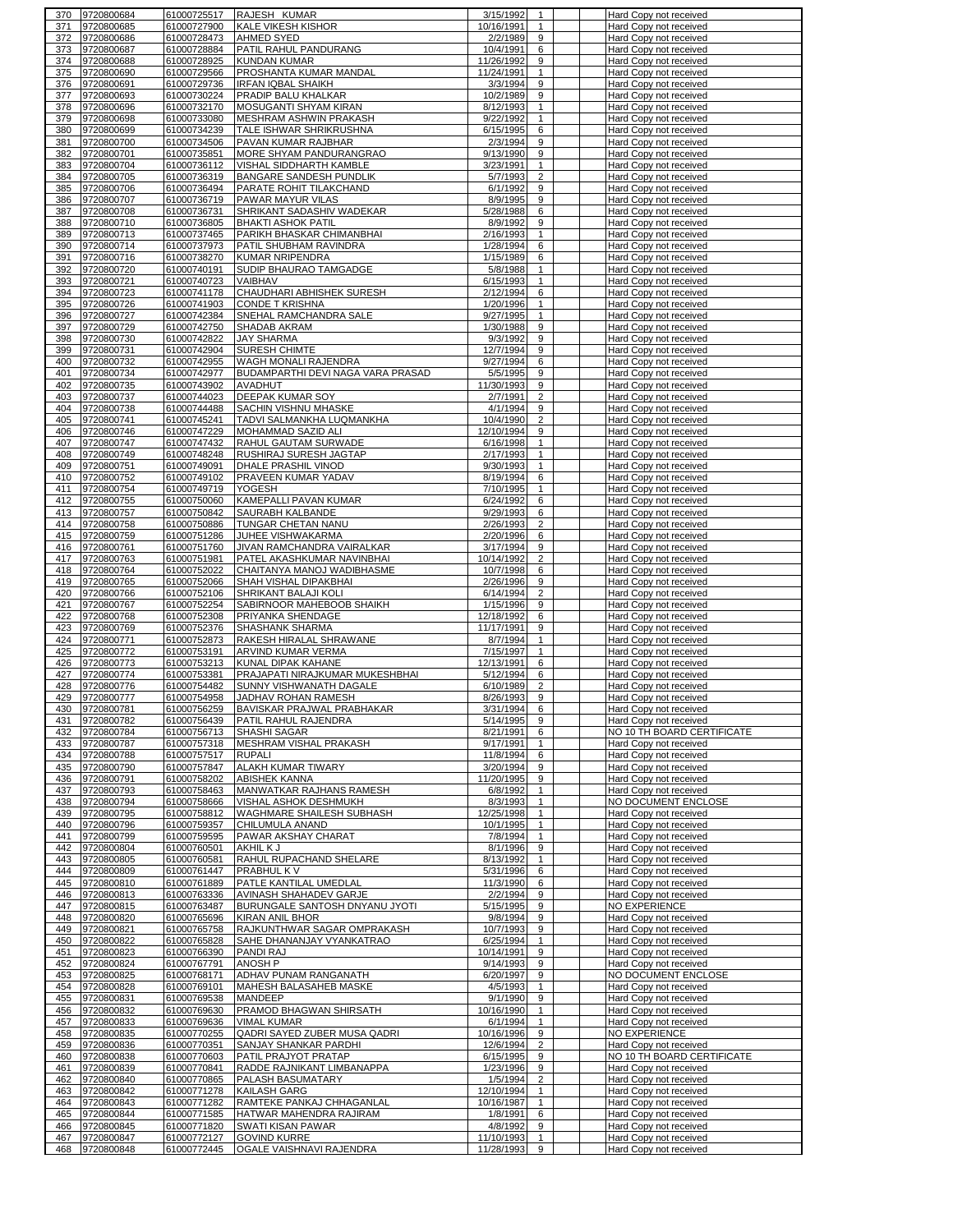| 370 | 9720800684 | 61000725517 | RAJESH KUMAR | 3/15/1992 | 1 | | | Hard Copy not received |
|---|---|---|---|---|---|---|---|---|
| 371 | 9720800685 | 61000727900 | KALE VIKESH KISHOR | 10/16/1991 | 1 | | | Hard Copy not received |
| 372 | 9720800686 | 61000728473 | AHMED SYED | 2/2/1989 | 9 | | | Hard Copy not received |
| 373 | 9720800687 | 61000728884 | PATIL RAHUL PANDURANG | 10/4/1991 | 6 | | | Hard Copy not received |
| 374 | 9720800688 | 61000728925 | KUNDAN KUMAR | 11/26/1992 | 9 | | | Hard Copy not received |
| 375 | 9720800690 | 61000729566 | PROSHANTA KUMAR MANDAL | 11/24/1991 | 1 | | | Hard Copy not received |
| 376 | 9720800691 | 61000729736 | IRFAN IQBAL SHAIKH | 3/3/1994 | 9 | | | Hard Copy not received |
| 377 | 9720800693 | 61000730224 | PRADIP BALU KHALKAR | 10/2/1989 | 9 | | | Hard Copy not received |
| 378 | 9720800696 | 61000732170 | MOSUGANTI SHYAM KIRAN | 8/12/1993 | 1 | | | Hard Copy not received |
| 379 | 9720800698 | 61000733080 | MESHRAM ASHWIN PRAKASH | 9/22/1992 | 1 | | | Hard Copy not received |
| 380 | 9720800699 | 61000734239 | TALE ISHWAR SHRIKRUSHNA | 6/15/1995 | 6 | | | Hard Copy not received |
| 381 | 9720800700 | 61000734506 | PAVAN KUMAR RAJBHAR | 2/3/1994 | 9 | | | Hard Copy not received |
| 382 | 9720800701 | 61000735851 | MORE SHYAM PANDURANGRAO | 9/13/1990 | 9 | | | Hard Copy not received |
| 383 | 9720800704 | 61000736112 | VISHAL SIDDHARTH KAMBLE | 3/23/1991 | 1 | | | Hard Copy not received |
| 384 | 9720800705 | 61000736319 | BANGARE SANDESH PUNDLIK | 5/7/1993 | 2 | | | Hard Copy not received |
| 385 | 9720800706 | 61000736494 | PARATE ROHIT TILAKCHAND | 6/1/1992 | 9 | | | Hard Copy not received |
| 386 | 9720800707 | 61000736719 | PAWAR MAYUR VILAS | 8/9/1995 | 9 | | | Hard Copy not received |
| 387 | 9720800708 | 61000736731 | SHRIKANT SADASHIV WADEKAR | 5/28/1988 | 6 | | | Hard Copy not received |
| 388 | 9720800710 | 61000736805 | BHAKTI ASHOK PATIL | 8/9/1992 | 9 | | | Hard Copy not received |
| 389 | 9720800713 | 61000737465 | PARIKH BHASKAR CHIMANBHAI | 2/16/1993 | 1 | | | Hard Copy not received |
| 390 | 9720800714 | 61000737973 | PATIL SHUBHAM RAVINDRA | 1/28/1994 | 6 | | | Hard Copy not received |
| 391 | 9720800716 | 61000738270 | KUMAR NRIPENDRA | 1/15/1989 | 6 | | | Hard Copy not received |
| 392 | 9720800720 | 61000740191 | SUDIP BHAURAO TAMGADGE | 5/8/1988 | 1 | | | Hard Copy not received |
| 393 | 9720800721 | 61000740723 | VAIBHAV | 6/15/1993 | 1 | | | Hard Copy not received |
| 394 | 9720800723 | 61000741178 | CHAUDHARI ABHISHEK SURESH | 2/12/1994 | 6 | | | Hard Copy not received |
| 395 | 9720800726 | 61000741903 | CONDE T KRISHNA | 1/20/1996 | 1 | | | Hard Copy not received |
| 396 | 9720800727 | 61000742384 | SNEHAL RAMCHANDRA SALE | 9/27/1995 | 1 | | | Hard Copy not received |
| 397 | 9720800729 | 61000742750 | SHADAB AKRAM | 1/30/1988 | 9 | | | Hard Copy not received |
| 398 | 9720800730 | 61000742822 | JAY SHARMA | 9/3/1992 | 9 | | | Hard Copy not received |
| 399 | 9720800731 | 61000742904 | SURESH CHIMTE | 12/7/1994 | 9 | | | Hard Copy not received |
| 400 | 9720800732 | 61000742955 | WAGH MONALI RAJENDRA | 9/27/1994 | 6 | | | Hard Copy not received |
| 401 | 9720800734 | 61000742977 | BUDAMPARTHI DEVI NAGA VARA PRASAD | 5/5/1995 | 9 | | | Hard Copy not received |
| 402 | 9720800735 | 61000743902 | AVADHUT | 11/30/1993 | 9 | | | Hard Copy not received |
| 403 | 9720800737 | 61000744023 | DEEPAK KUMAR SOY | 2/7/1991 | 2 | | | Hard Copy not received |
| 404 | 9720800738 | 61000744488 | SACHIN VISHNU MHASKE | 4/1/1994 | 9 | | | Hard Copy not received |
| 405 | 9720800741 | 61000745241 | TADVI SALMANKHA LUQMANKHA | 10/4/1990 | 2 | | | Hard Copy not received |
| 406 | 9720800746 | 61000747229 | MOHAMMAD SAZID ALI | 12/10/1994 | 9 | | | Hard Copy not received |
| 407 | 9720800747 | 61000747432 | RAHUL GAUTAM SURWADE | 6/16/1998 | 1 | | | Hard Copy not received |
| 408 | 9720800749 | 61000748248 | RUSHIRAJ SURESH JAGTAP | 2/17/1993 | 1 | | | Hard Copy not received |
| 409 | 9720800751 | 61000749091 | DHALE PRASHIL VINOD | 9/30/1993 | 1 | | | Hard Copy not received |
| 410 | 9720800752 | 61000749102 | PRAVEEN KUMAR YADAV | 8/19/1994 | 6 | | | Hard Copy not received |
| 411 | 9720800754 | 61000749719 | YOGESH | 7/10/1995 | 1 | | | Hard Copy not received |
| 412 | 9720800755 | 61000750060 | KAMEPALLI PAVAN KUMAR | 6/24/1992 | 6 | | | Hard Copy not received |
| 413 | 9720800757 | 61000750842 | SAURABH KALBANDE | 9/29/1993 | 6 | | | Hard Copy not received |
| 414 | 9720800758 | 61000750886 | TUNGAR CHETAN NANU | 2/26/1993 | 2 | | | Hard Copy not received |
| 415 | 9720800759 | 61000751286 | JUHEE VISHWAKARMA | 2/20/1996 | 6 | | | Hard Copy not received |
| 416 | 9720800761 | 61000751760 | JIVAN RAMCHANDRA VAIRALKAR | 3/17/1994 | 9 | | | Hard Copy not received |
| 417 | 9720800763 | 61000751981 | PATEL AKASHKUMAR NAVINBHAI | 10/14/1992 | 2 | | | Hard Copy not received |
| 418 | 9720800764 | 61000752022 | CHAITANYA MANOJ WADIBHASME | 10/7/1998 | 6 | | | Hard Copy not received |
| 419 | 9720800765 | 61000752066 | SHAH VISHAL DIPAKBHAI | 2/26/1996 | 9 | | | Hard Copy not received |
| 420 | 9720800766 | 61000752106 | SHRIKANT BALAJI KOLI | 6/14/1994 | 2 | | | Hard Copy not received |
| 421 | 9720800767 | 61000752254 | SABIRNOOR MAHEBOOB SHAIKH | 1/15/1996 | 9 | | | Hard Copy not received |
| 422 | 9720800768 | 61000752308 | PRIYANKA SHENDAGE | 12/18/1992 | 6 | | | Hard Copy not received |
| 423 | 9720800769 | 61000752376 | SHASHANK SHARMA | 11/17/1991 | 9 | | | Hard Copy not received |
| 424 | 9720800771 | 61000752873 | RAKESH HIRALAL SHRAWANE | 8/7/1994 | 1 | | | Hard Copy not received |
| 425 | 9720800772 | 61000753191 | ARVIND KUMAR VERMA | 7/15/1997 | 1 | | | Hard Copy not received |
| 426 | 9720800773 | 61000753213 | KUNAL DIPAK KAHANE | 12/13/1991 | 6 | | | Hard Copy not received |
| 427 | 9720800774 | 61000753381 | PRAJAPATI NIRAJKUMAR MUKESHBHAI | 5/12/1994 | 6 | | | Hard Copy not received |
| 428 | 9720800776 | 61000754482 | SUNNY VISHWANATH DAGALE | 6/10/1989 | 2 | | | Hard Copy not received |
| 429 | 9720800777 | 61000754958 | JADHAV ROHAN RAMESH | 8/26/1993 | 9 | | | Hard Copy not received |
| 430 | 9720800781 | 61000756259 | BAVISKAR PRAJWAL PRABHAKAR | 3/31/1994 | 6 | | | Hard Copy not received |
| 431 | 9720800782 | 61000756439 | PATIL RAHUL RAJENDRA | 5/14/1995 | 9 | | | Hard Copy not received |
| 432 | 9720800784 | 61000756713 | SHASHI SAGAR | 8/21/1991 | 6 | | | NO 10 TH BOARD CERTIFICATE |
| 433 | 9720800787 | 61000757318 | MESHRAM VISHAL PRAKASH | 9/17/1991 | 1 | | | Hard Copy not received |
| 434 | 9720800788 | 61000757517 | RUPALI | 11/8/1994 | 6 | | | Hard Copy not received |
| 435 | 9720800790 | 61000757847 | ALAKH KUMAR TIWARY | 3/20/1994 | 9 | | | Hard Copy not received |
| 436 | 9720800791 | 61000758202 | ABISHEK KANNA | 11/20/1995 | 9 | | | Hard Copy not received |
| 437 | 9720800793 | 61000758463 | MANWATKAR RAJHANS RAMESH | 6/8/1992 | 1 | | | Hard Copy not received |
| 438 | 9720800794 | 61000758666 | VISHAL ASHOK DESHMUKH | 8/3/1993 | 1 | | | NO DOCUMENT ENCLOSE |
| 439 | 9720800795 | 61000758812 | WAGHMARE SHAILESH SUBHASH | 12/25/1998 | 1 | | | Hard Copy not received |
| 440 | 9720800796 | 61000759357 | CHILUMULA ANAND | 10/1/1995 | 1 | | | Hard Copy not received |
| 441 | 9720800799 | 61000759595 | PAWAR AKSHAY CHARAT | 7/8/1994 | 1 | | | Hard Copy not received |
| 442 | 9720800804 | 61000760501 | AKHIL K J | 8/1/1996 | 9 | | | Hard Copy not received |
| 443 | 9720800805 | 61000760581 | RAHUL RUPACHAND SHELARE | 8/13/1992 | 1 | | | Hard Copy not received |
| 444 | 9720800809 | 61000761447 | PRABHUL K V | 5/31/1996 | 6 | | | Hard Copy not received |
| 445 | 9720800810 | 61000761889 | PATLE KANTILAL UMEDLAL | 11/3/1990 | 6 | | | Hard Copy not received |
| 446 | 9720800813 | 61000763336 | AVINASH SHAHADEV GARJE | 2/2/1994 | 9 | | | Hard Copy not received |
| 447 | 9720800815 | 61000763487 | BURUNGALE SANTOSH DNYANU JYOTI | 5/15/1995 | 9 | | | NO EXPERIENCE |
| 448 | 9720800820 | 61000765696 | KIRAN ANIL BHOR | 9/8/1994 | 9 | | | Hard Copy not received |
| 449 | 9720800821 | 61000765758 | RAJKUNTHWAR SAGAR OMPRAKASH | 10/7/1993 | 9 | | | Hard Copy not received |
| 450 | 9720800822 | 61000765828 | SAHE DHANANJAY VYANKATRAO | 6/25/1994 | 1 | | | Hard Copy not received |
| 451 | 9720800823 | 61000766390 | PANDI RAJ | 10/14/1991 | 9 | | | Hard Copy not received |
| 452 | 9720800824 | 61000767791 | ANOSH P | 9/14/1993 | 9 | | | Hard Copy not received |
| 453 | 9720800825 | 61000768171 | ADHAV PUNAM RANGANATH | 6/20/1997 | 9 | | | NO DOCUMENT ENCLOSE |
| 454 | 9720800828 | 61000769101 | MAHESH BALASAHEB MASKE | 4/5/1993 | 1 | | | Hard Copy not received |
| 455 | 9720800831 | 61000769538 | MANDEEP | 9/1/1990 | 9 | | | Hard Copy not received |
| 456 | 9720800832 | 61000769630 | PRAMOD BHAGWAN SHIRSATH | 10/16/1990 | 1 | | | Hard Copy not received |
| 457 | 9720800833 | 61000769636 | VIMAL KUMAR | 6/1/1994 | 1 | | | Hard Copy not received |
| 458 | 9720800835 | 61000770255 | QADRI SAYED ZUBER MUSA QADRI | 10/16/1996 | 9 | | | NO EXPERIENCE |
| 459 | 9720800836 | 61000770351 | SANJAY SHANKAR PARDHI | 12/6/1994 | 2 | | | Hard Copy not received |
| 460 | 9720800838 | 61000770603 | PATIL PRAJYOT PRATAP | 6/15/1995 | 9 | | | NO 10 TH BOARD CERTIFICATE |
| 461 | 9720800839 | 61000770841 | RADDE RAJNIKANT LIMBANAPPA | 1/23/1996 | 9 | | | Hard Copy not received |
| 462 | 9720800840 | 61000770865 | PALASH BASUMATARY | 1/5/1994 | 2 | | | Hard Copy not received |
| 463 | 9720800842 | 61000771278 | KAILASH GARG | 12/10/1994 | 1 | | | Hard Copy not received |
| 464 | 9720800843 | 61000771282 | RAMTEKE PANKAJ CHHAGANLAL | 10/16/1987 | 1 | | | Hard Copy not received |
| 465 | 9720800844 | 61000771585 | HATWAR MAHENDRA RAJIRAM | 1/8/1991 | 6 | | | Hard Copy not received |
| 466 | 9720800845 | 61000771820 | SWATI KISAN PAWAR | 4/8/1992 | 9 | | | Hard Copy not received |
| 467 | 9720800847 | 61000772127 | GOVIND KURRE | 11/10/1993 | 1 | | | Hard Copy not received |
| 468 | 9720800848 | 61000772445 | OGALE VAISHNAVI RAJENDRA | 11/28/1993 | 9 | | | Hard Copy not received |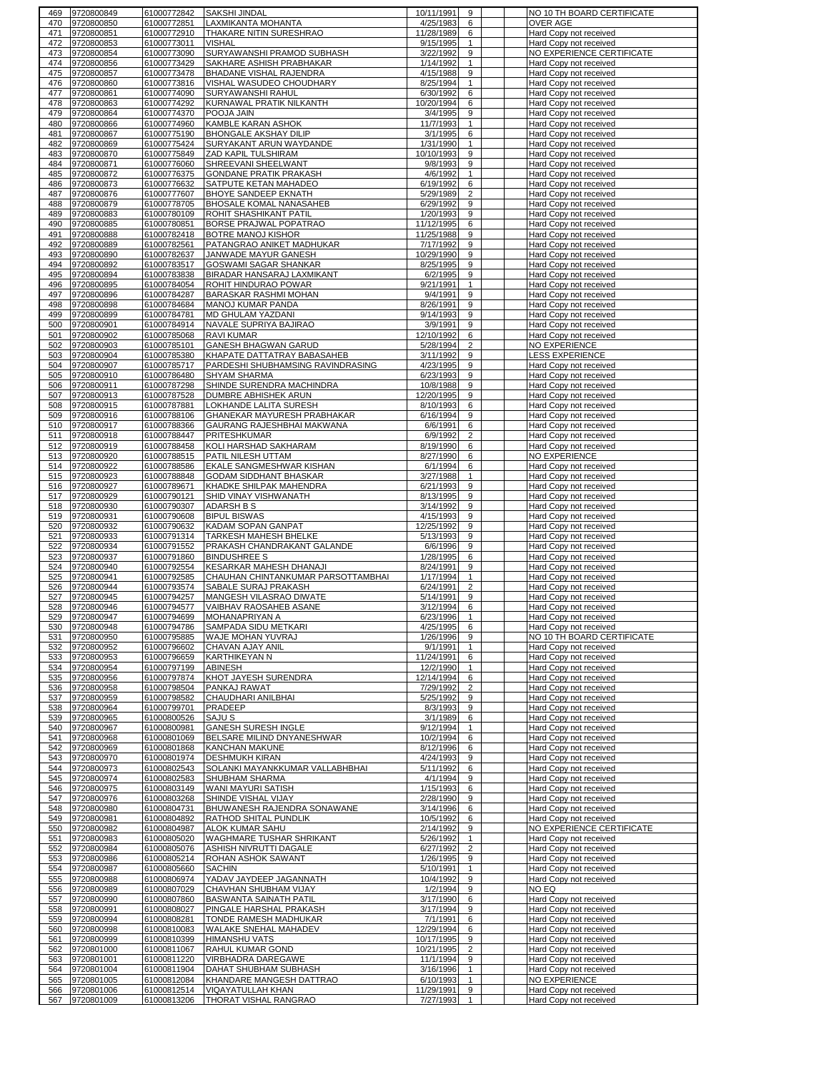| | | | | | | | | |
|---|---|---|---|---|---|---|---|---|
| 469 | 9720800849 | 61000772842 | SAKSHI JINDAL | 10/11/1991 | 9 | | | NO 10 TH BOARD CERTIFICATE |
| 470 | 9720800850 | 61000772851 | LAXMIKANTA MOHANTA | 4/25/1983 | 6 | | | OVER AGE |
| 471 | 9720800851 | 61000772910 | THAKARE NITIN SURESHRAO | 11/28/1989 | 6 | | | Hard Copy not received |
| 472 | 9720800853 | 61000773011 | VISHAL | 9/15/1995 | 1 | | | Hard Copy not received |
| 473 | 9720800854 | 61000773090 | SURYAWANSHI PRAMOD SUBHASH | 3/22/1992 | 9 | | | NO EXPERIENCE CERTIFICATE |
| 474 | 9720800856 | 61000773429 | SAKHARE ASHISH PRABHAKAR | 1/14/1992 | 1 | | | Hard Copy not received |
| 475 | 9720800857 | 61000773478 | BHADANE VISHAL RAJENDRA | 4/15/1988 | 9 | | | Hard Copy not received |
| 476 | 9720800860 | 61000773816 | VISHAL WASUDEO CHOUDHARY | 8/25/1994 | 1 | | | Hard Copy not received |
| 477 | 9720800861 | 61000774090 | SURYAWANSHI RAHUL | 6/30/1992 | 6 | | | Hard Copy not received |
| 478 | 9720800863 | 61000774292 | KURNAWAL PRATIK NILKANTH | 10/20/1994 | 6 | | | Hard Copy not received |
| 479 | 9720800864 | 61000774370 | POOJA JAIN | 3/4/1995 | 9 | | | Hard Copy not received |
| 480 | 9720800866 | 61000774960 | KAMBLE KARAN ASHOK | 11/7/1993 | 1 | | | Hard Copy not received |
| 481 | 9720800867 | 61000775190 | BHONGALE AKSHAY DILIP | 3/1/1995 | 6 | | | Hard Copy not received |
| 482 | 9720800869 | 61000775424 | SURYAKANT ARUN WAYDANDE | 1/31/1990 | 1 | | | Hard Copy not received |
| 483 | 9720800870 | 61000775849 | ZAD KAPIL TULSHIRAM | 10/10/1993 | 9 | | | Hard Copy not received |
| 484 | 9720800871 | 61000776060 | SHREEVANI SHEELWANT | 9/8/1993 | 9 | | | Hard Copy not received |
| 485 | 9720800872 | 61000776375 | GONDANE PRATIK PRAKASH | 4/6/1992 | 1 | | | Hard Copy not received |
| 486 | 9720800873 | 61000776632 | SATPUTE KETAN MAHADEO | 6/19/1992 | 6 | | | Hard Copy not received |
| 487 | 9720800876 | 61000777607 | BHOYE SANDEEP EKNATH | 5/29/1989 | 2 | | | Hard Copy not received |
| 488 | 9720800879 | 61000778705 | BHOSALE KOMAL NANASAHEB | 6/29/1992 | 9 | | | Hard Copy not received |
| 489 | 9720800883 | 61000780109 | ROHIT SHASHIKANT PATIL | 1/20/1993 | 9 | | | Hard Copy not received |
| 490 | 9720800885 | 61000780851 | BORSE PRAJWAL POPATRAO | 11/12/1995 | 6 | | | Hard Copy not received |
| 491 | 9720800888 | 61000782418 | BOTRE MANOJ KISHOR | 11/25/1988 | 9 | | | Hard Copy not received |
| 492 | 9720800889 | 61000782561 | PATANGRAO ANIKET MADHUKAR | 7/17/1992 | 9 | | | Hard Copy not received |
| 493 | 9720800890 | 61000782637 | JANWADE MAYUR GANESH | 10/29/1990 | 9 | | | Hard Copy not received |
| 494 | 9720800892 | 61000783517 | GOSWAMI SAGAR SHANKAR | 8/25/1995 | 9 | | | Hard Copy not received |
| 495 | 9720800894 | 61000783838 | BIRADAR HANSARAJ LAXMIKANT | 6/2/1995 | 9 | | | Hard Copy not received |
| 496 | 9720800895 | 61000784054 | ROHIT HINDURAO POWAR | 9/21/1991 | 1 | | | Hard Copy not received |
| 497 | 9720800896 | 61000784287 | BARASKAR RASHMI MOHAN | 9/4/1991 | 9 | | | Hard Copy not received |
| 498 | 9720800898 | 61000784684 | MANOJ KUMAR PANDA | 8/26/1991 | 9 | | | Hard Copy not received |
| 499 | 9720800899 | 61000784781 | MD GHULAM YAZDANI | 9/14/1993 | 9 | | | Hard Copy not received |
| 500 | 9720800901 | 61000784914 | NAVALE SUPRIYA BAJIRAO | 3/9/1991 | 9 | | | Hard Copy not received |
| 501 | 9720800902 | 61000785068 | RAVI KUMAR | 12/10/1992 | 6 | | | Hard Copy not received |
| 502 | 9720800903 | 61000785101 | GANESH BHAGWAN GARUD | 5/28/1994 | 2 | | | NO EXPERIENCE |
| 503 | 9720800904 | 61000785380 | KHAPATE DATTATRAY BABASAHEB | 3/11/1992 | 9 | | | LESS EXPERIENCE |
| 504 | 9720800907 | 61000785717 | PARDESHI SHUBHAMSING RAVINDRASING | 4/23/1995 | 9 | | | Hard Copy not received |
| 505 | 9720800910 | 61000786480 | SHYAM SHARMA | 6/23/1993 | 9 | | | Hard Copy not received |
| 506 | 9720800911 | 61000787298 | SHINDE SURENDRA MACHINDRA | 10/8/1988 | 9 | | | Hard Copy not received |
| 507 | 9720800913 | 61000787528 | DUMBRE ABHISHEK ARUN | 12/20/1995 | 9 | | | Hard Copy not received |
| 508 | 9720800915 | 61000787881 | LOKHANDE LALITA SURESH | 8/10/1993 | 6 | | | Hard Copy not received |
| 509 | 9720800916 | 61000788106 | GHANEKAR MAYURESH PRABHAKAR | 6/16/1994 | 9 | | | Hard Copy not received |
| 510 | 9720800917 | 61000788366 | GAURANG RAJESHBHAI MAKWANA | 6/6/1991 | 6 | | | Hard Copy not received |
| 511 | 9720800918 | 61000788447 | PRITESHKUMAR | 6/9/1992 | 2 | | | Hard Copy not received |
| 512 | 9720800919 | 61000788458 | KOLI HARSHAD SAKHARAM | 8/19/1990 | 6 | | | Hard Copy not received |
| 513 | 9720800920 | 61000788515 | PATIL NILESH UTTAM | 8/27/1990 | 6 | | | NO EXPERIENCE |
| 514 | 9720800922 | 61000788586 | EKALE SANGMESHWAR KISHAN | 6/1/1994 | 6 | | | Hard Copy not received |
| 515 | 9720800923 | 61000788848 | GODAM SIDDHANT BHASKAR | 3/27/1988 | 1 | | | Hard Copy not received |
| 516 | 9720800927 | 61000789671 | KHADKE SHILPAK MAHENDRA | 6/21/1993 | 9 | | | Hard Copy not received |
| 517 | 9720800929 | 61000790121 | SHID VINAY VISHWANATH | 8/13/1995 | 9 | | | Hard Copy not received |
| 518 | 9720800930 | 61000790307 | ADARSH B S | 3/14/1992 | 9 | | | Hard Copy not received |
| 519 | 9720800931 | 61000790608 | BIPUL BISWAS | 4/15/1993 | 9 | | | Hard Copy not received |
| 520 | 9720800932 | 61000790632 | KADAM SOPAN GANPAT | 12/25/1992 | 9 | | | Hard Copy not received |
| 521 | 9720800933 | 61000791314 | TARKESH MAHESH BHELKE | 5/13/1993 | 9 | | | Hard Copy not received |
| 522 | 9720800934 | 61000791552 | PRAKASH CHANDRAKANT GALANDE | 6/6/1996 | 9 | | | Hard Copy not received |
| 523 | 9720800937 | 61000791860 | BINDUSHREE S | 1/28/1995 | 6 | | | Hard Copy not received |
| 524 | 9720800940 | 61000792554 | KESARKAR MAHESH DHANAJI | 8/24/1991 | 9 | | | Hard Copy not received |
| 525 | 9720800941 | 61000792585 | CHAUHAN CHINTANKUMAR PARSOTTAMBHAI | 1/17/1994 | 1 | | | Hard Copy not received |
| 526 | 9720800944 | 61000793574 | SABALE SURAJ PRAKASH | 6/24/1991 | 2 | | | Hard Copy not received |
| 527 | 9720800945 | 61000794257 | MANGESH VILASRAO DIWATE | 5/14/1991 | 9 | | | Hard Copy not received |
| 528 | 9720800946 | 61000794577 | VAIBHAV RAOSAHEB ASANE | 3/12/1994 | 6 | | | Hard Copy not received |
| 529 | 9720800947 | 61000794699 | MOHANAPRIYAN A | 6/23/1996 | 1 | | | Hard Copy not received |
| 530 | 9720800948 | 61000794786 | SAMPADA SIDU METKARI | 4/25/1995 | 6 | | | Hard Copy not received |
| 531 | 9720800950 | 61000795885 | WAJE MOHAN YUVRAJ | 1/26/1996 | 9 | | | NO 10 TH BOARD CERTIFICATE |
| 532 | 9720800952 | 61000796602 | CHAVAN AJAY ANIL | 9/1/1991 | 1 | | | Hard Copy not received |
| 533 | 9720800953 | 61000796659 | KARTHIKEYAN N | 11/24/1991 | 6 | | | Hard Copy not received |
| 534 | 9720800954 | 61000797199 | ABINESH | 12/2/1990 | 1 | | | Hard Copy not received |
| 535 | 9720800956 | 61000797874 | KHOT JAYESH SURENDRA | 12/14/1994 | 6 | | | Hard Copy not received |
| 536 | 9720800958 | 61000798504 | PANKAJ RAWAT | 7/29/1992 | 2 | | | Hard Copy not received |
| 537 | 9720800959 | 61000798582 | CHAUDHARI ANILBHAI | 5/25/1992 | 9 | | | Hard Copy not received |
| 538 | 9720800964 | 61000799701 | PRADEEP | 8/3/1993 | 9 | | | Hard Copy not received |
| 539 | 9720800965 | 61000800526 | SAJU S | 3/1/1989 | 6 | | | Hard Copy not received |
| 540 | 9720800967 | 61000800981 | GANESH SURESH INGLE | 9/12/1994 | 1 | | | Hard Copy not received |
| 541 | 9720800968 | 61000801069 | BELSARE MILIND DNYANESHWAR | 10/2/1994 | 6 | | | Hard Copy not received |
| 542 | 9720800969 | 61000801868 | KANCHAN MAKUNE | 8/12/1996 | 6 | | | Hard Copy not received |
| 543 | 9720800970 | 61000801974 | DESHMUKH KIRAN | 4/24/1993 | 9 | | | Hard Copy not received |
| 544 | 9720800973 | 61000802543 | SOLANKI MAYANKKUMAR VALLABHBHAI | 5/11/1992 | 6 | | | Hard Copy not received |
| 545 | 9720800974 | 61000802583 | SHUBHAM SHARMA | 4/1/1994 | 9 | | | Hard Copy not received |
| 546 | 9720800975 | 61000803149 | WANI MAYURI SATISH | 1/15/1993 | 6 | | | Hard Copy not received |
| 547 | 9720800976 | 61000803268 | SHINDE VISHAL VIJAY | 2/28/1990 | 9 | | | Hard Copy not received |
| 548 | 9720800980 | 61000804731 | BHUWANESH RAJENDRA SONAWANE | 3/14/1996 | 6 | | | Hard Copy not received |
| 549 | 9720800981 | 61000804892 | RATHOD SHITAL PUNDLIK | 10/5/1992 | 6 | | | Hard Copy not received |
| 550 | 9720800982 | 61000804987 | ALOK KUMAR SAHU | 2/14/1992 | 9 | | | NO EXPERIENCE CERTIFICATE |
| 551 | 9720800983 | 61000805020 | WAGHMARE TUSHAR SHRIKANT | 5/26/1992 | 1 | | | Hard Copy not received |
| 552 | 9720800984 | 61000805076 | ASHISH NIVRUTTI DAGALE | 6/27/1992 | 2 | | | Hard Copy not received |
| 553 | 9720800986 | 61000805214 | ROHAN ASHOK SAWANT | 1/26/1995 | 9 | | | Hard Copy not received |
| 554 | 9720800987 | 61000805660 | SACHIN | 5/10/1991 | 1 | | | Hard Copy not received |
| 555 | 9720800988 | 61000806974 | YADAV JAYDEEP JAGANNATH | 10/4/1992 | 9 | | | Hard Copy not received |
| 556 | 9720800989 | 61000807029 | CHAVHAN SHUBHAM VIJAY | 1/2/1994 | 9 | | | NO EQ |
| 557 | 9720800990 | 61000807860 | BASWANTA SAINATH PATIL | 3/17/1990 | 6 | | | Hard Copy not received |
| 558 | 9720800991 | 61000808027 | PINGALE HARSHAL PRAKASH | 3/17/1994 | 9 | | | Hard Copy not received |
| 559 | 9720800994 | 61000808281 | TONDE RAMESH MADHUKAR | 7/1/1991 | 6 | | | Hard Copy not received |
| 560 | 9720800998 | 61000810083 | WALAKE SNEHAL MAHADEV | 12/29/1994 | 6 | | | Hard Copy not received |
| 561 | 9720800999 | 61000810399 | HIMANSHU VATS | 10/17/1995 | 9 | | | Hard Copy not received |
| 562 | 9720801000 | 61000811067 | RAHUL KUMAR GOND | 10/21/1995 | 2 | | | Hard Copy not received |
| 563 | 9720801001 | 61000811220 | VIRBHADRA DAREGAWE | 11/1/1994 | 9 | | | Hard Copy not received |
| 564 | 9720801004 | 61000811904 | DAHAT SHUBHAM SUBHASH | 3/16/1996 | 1 | | | Hard Copy not received |
| 565 | 9720801005 | 61000812084 | KHANDARE MANGESH DATTRAO | 6/10/1993 | 1 | | | NO EXPERIENCE |
| 566 | 9720801006 | 61000812514 | VIQAYATULLAH KHAN | 11/29/1991 | 9 | | | Hard Copy not received |
| 567 | 9720801009 | 61000813206 | THORAT VISHAL RANGRAO | 7/27/1993 | 1 | | | Hard Copy not received |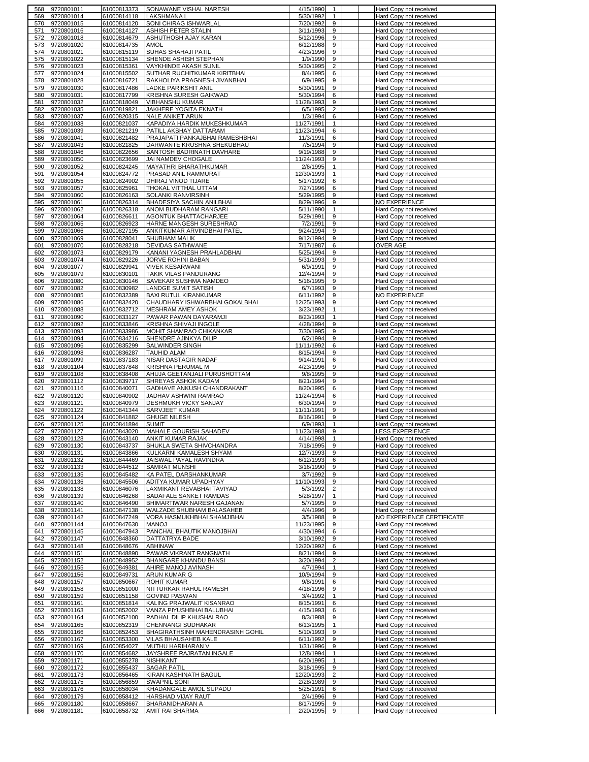| | | | | | | | | |
|---|---|---|---|---|---|---|---|---|
| 568 | 9720801011 | 61000813373 | SONAWANE VISHAL NARESH | 4/15/1990 | 1 | | | Hard Copy not received |
| 569 | 9720801014 | 61000814118 | LAKSHMANA L | 5/30/1992 | 1 | | | Hard Copy not received |
| 570 | 9720801015 | 61000814120 | SONI CHIRAG ISHWARLAL | 7/20/1992 | 9 | | | Hard Copy not received |
| 571 | 9720801016 | 61000814127 | ASHISH PETER STALIN | 3/11/1993 | 9 | | | Hard Copy not received |
| 572 | 9720801018 | 61000814679 | ASHUTHOSH AJAY KARAN | 5/12/1996 | 9 | | | Hard Copy not received |
| 573 | 9720801020 | 61000814735 | AMOL | 6/12/1988 | 9 | | | Hard Copy not received |
| 574 | 9720801021 | 61000815119 | SUHAS SHAHAJI PATIL | 4/23/1996 | 9 | | | Hard Copy not received |
| 575 | 9720801022 | 61000815134 | SHENDE ASHISH STEPHAN | 1/9/1990 | 9 | | | Hard Copy not received |
| 576 | 9720801023 | 61000815361 | VAYKHINDE AKASH SUNIL | 5/30/1995 | 2 | | | Hard Copy not received |
| 577 | 9720801024 | 61000815502 | SUTHAR RUCHITKUMAR KIRITBHAI | 8/4/1995 | 6 | | | Hard Copy not received |
| 578 | 9720801028 | 61000816721 | RAKHOLIYA PRAGNESH JIVANBHAI | 6/9/1995 | 9 | | | Hard Copy not received |
| 579 | 9720801030 | 61000817486 | LADKE PARIKSHIT ANIL | 5/30/1991 | 9 | | | Hard Copy not received |
| 580 | 9720801031 | 61000817799 | KRISHNA SURESH GAIKWAD | 5/30/1994 | 6 | | | Hard Copy not received |
| 581 | 9720801032 | 61000818049 | VIBHANSHU KUMAR | 11/28/1993 | 9 | | | Hard Copy not received |
| 582 | 9720801035 | 61000819821 | JAKHERE YOGITA EKNATH | 6/5/1995 | 2 | | | Hard Copy not received |
| 583 | 9720801037 | 61000820315 | NALE ANIKET ARUN | 1/3/1994 | 6 | | | Hard Copy not received |
| 584 | 9720801038 | 61000821037 | KAPADIYA HARDIK MUKESHKUMAR | 11/27/1991 | 1 | | | Hard Copy not received |
| 585 | 9720801039 | 61000821219 | PATILL AKSHAY DATTARAM | 11/23/1994 | 6 | | | Hard Copy not received |
| 586 | 9720801041 | 61000821482 | PRAJAPATI PANKAJBHAI RAMESHBHAI | 11/3/1991 | 6 | | | Hard Copy not received |
| 587 | 9720801043 | 61000821825 | DARWANTE KRUSHNA SHEKUBHAU | 7/5/1994 | 9 | | | Hard Copy not received |
| 588 | 9720801046 | 61000822656 | SANTOSH BADRINATH DAVHARE | 9/19/1988 | 9 | | | Hard Copy not received |
| 589 | 9720801050 | 61000823699 | JAI NAMDEV CHOGALE | 11/24/1993 | 9 | | | Hard Copy not received |
| 590 | 9720801052 | 61000824245 | MAYATHRI BHARATHKUMAR | 2/6/1995 | 1 | | | Hard Copy not received |
| 591 | 9720801054 | 61000824772 | PRASAD ANIL RAMMURAT | 12/30/1993 | 1 | | | Hard Copy not received |
| 592 | 9720801055 | 61000824902 | DHIRAJ VINOD TIJARE | 5/17/1992 | 6 | | | Hard Copy not received |
| 593 | 9720801057 | 61000825961 | THOKAL VITTHAL UTTAM | 7/27/1996 | 6 | | | Hard Copy not received |
| 594 | 9720801060 | 61000826163 | SOLANKI RANVIRSINH | 5/29/1995 | 9 | | | Hard Copy not received |
| 595 | 9720801061 | 61000826314 | BHADESIYA SACHIN ANILBHAI | 8/29/1996 | 9 | | | NO EXPERIENCE |
| 596 | 9720801062 | 61000826318 | ANOM BUDHARAM RANGARI | 5/11/1990 | 1 | | | Hard Copy not received |
| 597 | 9720801064 | 61000826611 | AGONTUK BHATTACHARJEE | 5/29/1991 | 9 | | | Hard Copy not received |
| 598 | 9720801065 | 61000826923 | HARNE MANGESH SURESHRAO | 7/2/1991 | 9 | | | Hard Copy not received |
| 599 | 9720801066 | 61000827195 | ANKITKUMAR ARVINDBHAI PATEL | 9/24/1994 | 9 | | | Hard Copy not received |
| 600 | 9720801069 | 61000828041 | SHUBHAM MALIK | 9/12/1994 | 9 | | | Hard Copy not received |
| 601 | 9720801070 | 61000828218 | DEVIDAS SATHWANE | 7/17/1987 | 6 | | | OVER AGE |
| 602 | 9720801073 | 61000829179 | KANANI YAGNESH PRAHLADBHAI | 5/25/1994 | 9 | | | Hard Copy not received |
| 603 | 9720801074 | 61000829226 | JORVE ROHINI BABAN | 5/31/1993 | 9 | | | Hard Copy not received |
| 604 | 9720801077 | 61000829941 | VIVEK KESARWANI | 6/9/1991 | 9 | | | Hard Copy not received |
| 605 | 9720801079 | 61000830101 | TAKIK VILAS PANDURANG | 12/4/1994 | 9 | | | Hard Copy not received |
| 606 | 9720801080 | 61000830146 | SAVEKAR SUSHMA NAMDEO | 5/16/1995 | 9 | | | Hard Copy not received |
| 607 | 9720801082 | 61000830982 | LANDGE SUMIT SATISH | 6/7/1993 | 9 | | | Hard Copy not received |
| 608 | 9720801085 | 61000832389 | BAXI RUTUL KIRANKUMAR | 6/11/1992 | 9 | | | NO EXPERIENCE |
| 609 | 9720801086 | 61000832420 | CHAUDHARY ISHWARBHAI GOKALBHAI | 12/25/1993 | 9 | | | Hard Copy not received |
| 610 | 9720801088 | 61000832712 | MESHRAM AMEY ASHOK | 3/23/1992 | 1 | | | Hard Copy not received |
| 611 | 9720801090 | 61000833127 | PAWAR PAWAN DAYARAMJI | 8/23/1993 | 1 | | | Hard Copy not received |
| 612 | 9720801092 | 61000833846 | KRISHNA SHIVAJI INGOLE | 4/28/1994 | 9 | | | Hard Copy not received |
| 613 | 9720801093 | 61000833986 | MOHIT SHAMRAO CHIKANKAR | 7/30/1995 | 9 | | | Hard Copy not received |
| 614 | 9720801094 | 61000834216 | SHENDRE AJINKYA DILIP | 6/2/1994 | 9 | | | Hard Copy not received |
| 615 | 9720801096 | 61000835299 | BALWINDER SINGH | 11/11/1992 | 6 | | | Hard Copy not received |
| 616 | 9720801098 | 61000836287 | TAUHID ALAM | 8/15/1994 | 9 | | | Hard Copy not received |
| 617 | 9720801099 | 61000837183 | NISAR DASTAGIR NADAF | 9/14/1991 | 6 | | | Hard Copy not received |
| 618 | 9720801104 | 61000837848 | KRISHNA PERUMAL M | 4/23/1996 | 9 | | | Hard Copy not received |
| 619 | 9720801108 | 61000838408 | AHUJA GEETANJALI PURUSHOTTAM | 9/8/1995 | 9 | | | Hard Copy not received |
| 620 | 9720801112 | 61000839717 | SHREYAS ASHOK KADAM | 8/21/1994 | 9 | | | Hard Copy not received |
| 621 | 9720801116 | 61000840071 | GADHAVE ANKUSH CHANDRAKANT | 8/20/1995 | 6 | | | Hard Copy not received |
| 622 | 9720801120 | 61000840902 | JADHAV ASHWINI RAMRAO | 11/24/1994 | 6 | | | Hard Copy not received |
| 623 | 9720801121 | 61000840979 | DESHMUKH VICKY SANJAY | 6/30/1994 | 9 | | | Hard Copy not received |
| 624 | 9720801122 | 61000841344 | SARVJEET KUMAR | 11/11/1991 | 9 | | | Hard Copy not received |
| 625 | 9720801124 | 61000841882 | GHUGE NILESH | 8/16/1991 | 9 | | | Hard Copy not received |
| 626 | 9720801125 | 61000841894 | SUMIT | 6/9/1993 | 1 | | | Hard Copy not received |
| 627 | 9720801127 | 61000843020 | MAHALE GOURISH SAHADEV | 11/23/1988 | 9 | | | LESS EXPERIENCE |
| 628 | 9720801128 | 61000843140 | ANKIT KUMAR RAJAK | 4/14/1998 | 1 | | | Hard Copy not received |
| 629 | 9720801130 | 61000843737 | SHUKLA SWETA SHIVCHANDRA | 7/18/1995 | 9 | | | Hard Copy not received |
| 630 | 9720801131 | 61000843866 | KULKARNI KAMALESH SHYAM | 12/7/1993 | 9 | | | Hard Copy not received |
| 631 | 9720801132 | 61000844469 | JAISWAL PAYAL RAVINDRA | 6/12/1993 | 6 | | | Hard Copy not received |
| 632 | 9720801133 | 61000844512 | SAMRAT MUNSHI | 3/16/1990 | 9 | | | Hard Copy not received |
| 633 | 9720801135 | 61000845482 | KA PATEL DARSHANKUMAR | 3/7/1992 | 9 | | | Hard Copy not received |
| 634 | 9720801136 | 61000845506 | ADITYA KUMAR UPADHYAY | 11/10/1993 | 9 | | | Hard Copy not received |
| 635 | 9720801138 | 61000846076 | LAXMIKANT REVABHAI TAVIYAD | 5/3/1992 | 2 | | | Hard Copy not received |
| 636 | 9720801139 | 61000846268 | SADAFALE SANKET RAMDAS | 5/28/1997 | 1 | | | Hard Copy not received |
| 637 | 9720801140 | 61000846490 | BHIMARTIWAR NARESH GAJANAN | 5/7/1995 | 9 | | | Hard Copy not received |
| 638 | 9720801141 | 61000847138 | WALZADE SHUBHAM BALASAHEB | 4/4/1996 | 9 | | | Hard Copy not received |
| 639 | 9720801142 | 61000847249 | VORA HASMUKHBHAI SHAMJIBHAI | 3/5/1988 | 9 | | | NO EXPERIENCE CERTIFICATE |
| 640 | 9720801144 | 61000847630 | MANOJ | 11/23/1995 | 9 | | | Hard Copy not received |
| 641 | 9720801145 | 61000847943 | PANCHAL BHAUTIK MANOJBHAI | 4/30/1994 | 6 | | | Hard Copy not received |
| 642 | 9720801147 | 61000848360 | DATTATRYA BADE | 3/10/1992 | 9 | | | Hard Copy not received |
| 643 | 9720801148 | 61000848676 | ABHINAW | 12/20/1992 | 6 | | | Hard Copy not received |
| 644 | 9720801151 | 61000848890 | PAWAR VIKRANT RANGNATH | 8/21/1994 | 9 | | | Hard Copy not received |
| 645 | 9720801152 | 61000848952 | BHANGARE KHANDU BANSI | 3/20/1994 | 2 | | | Hard Copy not received |
| 646 | 9720801155 | 61000849381 | AHIRE MANOJ AVINASH | 4/7/1994 | 1 | | | Hard Copy not received |
| 647 | 9720801156 | 61000849731 | ARUN KUMAR G | 10/9/1994 | 9 | | | Hard Copy not received |
| 648 | 9720801157 | 61000850667 | ROHIT KUMAR | 9/8/1991 | 6 | | | Hard Copy not received |
| 649 | 9720801158 | 61000851000 | NITTURKAR RAHUL RAMESH | 4/18/1996 | 9 | | | Hard Copy not received |
| 650 | 9720801159 | 61000851158 | GOVIND PASWAN | 3/4/1992 | 1 | | | Hard Copy not received |
| 651 | 9720801161 | 61000851814 | KALING PRAJWALIT KISANRAO | 8/15/1991 | 6 | | | Hard Copy not received |
| 652 | 9720801163 | 61000852002 | VANZA PIYUSHBHAI BALUBHAI | 4/15/1993 | 6 | | | Hard Copy not received |
| 653 | 9720801164 | 61000852100 | PADHAL DILIP KHUSHALRAO | 8/3/1988 | 9 | | | Hard Copy not received |
| 654 | 9720801165 | 61000852319 | CHENNANGI SUDHAKAR | 6/13/1995 | 1 | | | Hard Copy not received |
| 655 | 9720801166 | 61000852453 | BHAGIRATHSINH MAHENDRASINH GOHIL | 5/10/1993 | 9 | | | Hard Copy not received |
| 656 | 9720801167 | 61000853300 | VILAS BHAUSAHEB KALE | 6/11/1992 | 9 | | | Hard Copy not received |
| 657 | 9720801169 | 61000854027 | MUTHU HARIHARAN V | 1/31/1996 | 9 | | | Hard Copy not received |
| 658 | 9720801170 | 61000854682 | JAYSHREE RAJRATAN INGALE | 12/8/1994 | 1 | | | Hard Copy not received |
| 659 | 9720801171 | 61000855278 | NISHIKANT | 6/20/1995 | 1 | | | Hard Copy not received |
| 660 | 9720801172 | 61000855437 | SAGAR PATIL | 3/18/1995 | 9 | | | Hard Copy not received |
| 661 | 9720801173 | 61000856465 | KIRAN KASHINATH BAGUL | 12/20/1993 | 2 | | | Hard Copy not received |
| 662 | 9720801175 | 61000856859 | SWAPNIL SONI | 2/28/1989 | 9 | | | Hard Copy not received |
| 663 | 9720801176 | 61000858034 | KHADANGALE AMOL SUPADU | 5/25/1991 | 6 | | | Hard Copy not received |
| 664 | 9720801179 | 61000858412 | HARSHAD VIJAY RAUT | 2/4/1996 | 9 | | | Hard Copy not received |
| 665 | 9720801180 | 61000858667 | BHARANIDHARAN A | 8/17/1995 | 9 | | | Hard Copy not received |
| 666 | 9720801181 | 61000858732 | AMIT RAI SHARMA | 2/20/1995 | 9 | | | Hard Copy not received |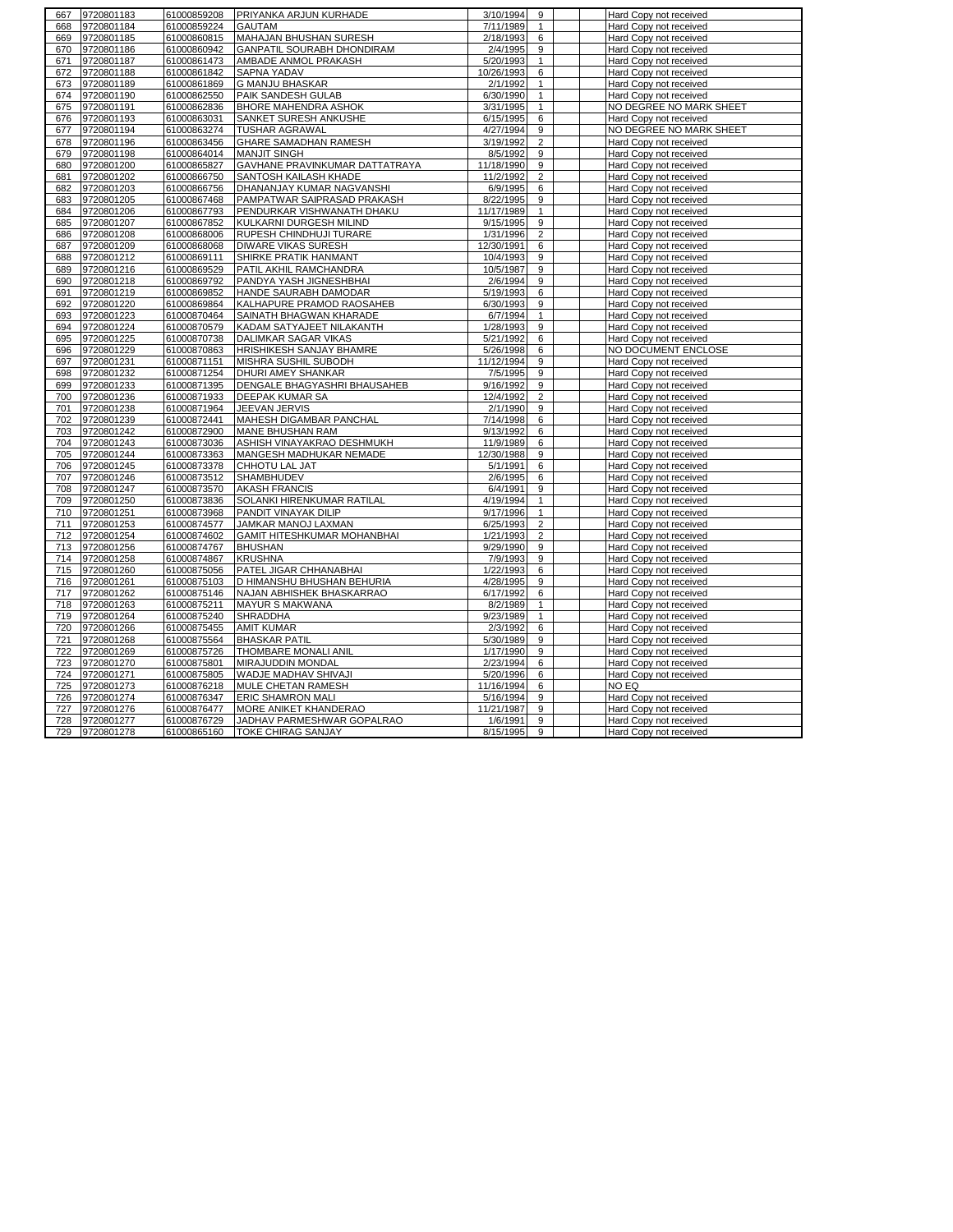| | | | | | | | | |
|---|---|---|---|---|---|---|---|---|
| 667 | 9720801183 | 61000859208 | PRIYANKA ARJUN KURHADE | 3/10/1994 | 9 | | | Hard Copy not received |
| 668 | 9720801184 | 61000859224 | GAUTAM | 7/11/1989 | 1 | | | Hard Copy not received |
| 669 | 9720801185 | 61000860815 | MAHAJAN BHUSHAN SURESH | 2/18/1993 | 6 | | | Hard Copy not received |
| 670 | 9720801186 | 61000860942 | GANPATIL SOURABH DHONDIRAM | 2/4/1995 | 9 | | | Hard Copy not received |
| 671 | 9720801187 | 61000861473 | AMBADE ANMOL PRAKASH | 5/20/1993 | 1 | | | Hard Copy not received |
| 672 | 9720801188 | 61000861842 | SAPNA YADAV | 10/26/1993 | 6 | | | Hard Copy not received |
| 673 | 9720801189 | 61000861869 | G MANJU BHASKAR | 2/1/1992 | 1 | | | Hard Copy not received |
| 674 | 9720801190 | 61000862550 | PAIK SANDESH GULAB | 6/30/1990 | 1 | | | Hard Copy not received |
| 675 | 9720801191 | 61000862836 | BHORE MAHENDRA ASHOK | 3/31/1995 | 1 | | | NO DEGREE NO MARK SHEET |
| 676 | 9720801193 | 61000863031 | SANKET SURESH ANKUSHE | 6/15/1995 | 6 | | | Hard Copy not received |
| 677 | 9720801194 | 61000863274 | TUSHAR AGRAWAL | 4/27/1994 | 9 | | | NO DEGREE NO MARK SHEET |
| 678 | 9720801196 | 61000863456 | GHARE SAMADHAN RAMESH | 3/19/1992 | 2 | | | Hard Copy not received |
| 679 | 9720801198 | 61000864014 | MANJIT SINGH | 8/5/1992 | 9 | | | Hard Copy not received |
| 680 | 9720801200 | 61000865827 | GAVHANE PRAVINKUMAR DATTATRAYA | 11/18/1990 | 9 | | | Hard Copy not received |
| 681 | 9720801202 | 61000866750 | SANTOSH KAILASH KHADE | 11/2/1992 | 2 | | | Hard Copy not received |
| 682 | 9720801203 | 61000866756 | DHANANJAY KUMAR NAGVANSHI | 6/9/1995 | 6 | | | Hard Copy not received |
| 683 | 9720801205 | 61000867468 | PAMPATWAR SAIPRASAD PRAKASH | 8/22/1995 | 9 | | | Hard Copy not received |
| 684 | 9720801206 | 61000867793 | PENDURKAR VISHWANATH DHAKU | 11/17/1989 | 1 | | | Hard Copy not received |
| 685 | 9720801207 | 61000867852 | KULKARNI DURGESH MILIND | 9/15/1995 | 9 | | | Hard Copy not received |
| 686 | 9720801208 | 61000868006 | RUPESH CHINDHUJI TURARE | 1/31/1996 | 2 | | | Hard Copy not received |
| 687 | 9720801209 | 61000868068 | DIWARE VIKAS SURESH | 12/30/1991 | 6 | | | Hard Copy not received |
| 688 | 9720801212 | 61000869111 | SHIRKE PRATIK HANMANT | 10/4/1993 | 9 | | | Hard Copy not received |
| 689 | 9720801216 | 61000869529 | PATIL AKHIL RAMCHANDRA | 10/5/1987 | 9 | | | Hard Copy not received |
| 690 | 9720801218 | 61000869792 | PANDYA YASH JIGNESHBHAI | 2/6/1994 | 9 | | | Hard Copy not received |
| 691 | 9720801219 | 61000869852 | HANDE SAURABH DAMODAR | 5/19/1993 | 6 | | | Hard Copy not received |
| 692 | 9720801220 | 61000869864 | KALHAPURE PRAMOD RAOSAHEB | 6/30/1993 | 9 | | | Hard Copy not received |
| 693 | 9720801223 | 61000870464 | SAINATH BHAGWAN KHARADE | 6/7/1994 | 1 | | | Hard Copy not received |
| 694 | 9720801224 | 61000870579 | KADAM SATYAJEET NILAKANTH | 1/28/1993 | 9 | | | Hard Copy not received |
| 695 | 9720801225 | 61000870738 | DALIMKAR SAGAR VIKAS | 5/21/1992 | 6 | | | Hard Copy not received |
| 696 | 9720801229 | 61000870863 | HRISHIKESH SANJAY BHAMRE | 5/26/1998 | 6 | | | NO DOCUMENT ENCLOSE |
| 697 | 9720801231 | 61000871151 | MISHRA SUSHIL SUBODH | 11/12/1994 | 9 | | | Hard Copy not received |
| 698 | 9720801232 | 61000871254 | DHURI AMEY SHANKAR | 7/5/1995 | 9 | | | Hard Copy not received |
| 699 | 9720801233 | 61000871395 | DENGALE BHAGYASHRI BHAUSAHEB | 9/16/1992 | 9 | | | Hard Copy not received |
| 700 | 9720801236 | 61000871933 | DEEPAK KUMAR SA | 12/4/1992 | 2 | | | Hard Copy not received |
| 701 | 9720801238 | 61000871964 | JEEVAN JERVIS | 2/1/1990 | 9 | | | Hard Copy not received |
| 702 | 9720801239 | 61000872441 | MAHESH DIGAMBAR PANCHAL | 7/14/1998 | 6 | | | Hard Copy not received |
| 703 | 9720801242 | 61000872900 | MANE BHUSHAN RAM | 9/13/1992 | 6 | | | Hard Copy not received |
| 704 | 9720801243 | 61000873036 | ASHISH VINAYAKRAO DESHMUKH | 11/9/1989 | 6 | | | Hard Copy not received |
| 705 | 9720801244 | 61000873363 | MANGESH MADHUKAR NEMADE | 12/30/1988 | 9 | | | Hard Copy not received |
| 706 | 9720801245 | 61000873378 | CHHOTU LAL JAT | 5/1/1991 | 6 | | | Hard Copy not received |
| 707 | 9720801246 | 61000873512 | SHAMBHUDEV | 2/6/1995 | 6 | | | Hard Copy not received |
| 708 | 9720801247 | 61000873570 | AKASH FRANCIS | 6/4/1991 | 9 | | | Hard Copy not received |
| 709 | 9720801250 | 61000873836 | SOLANKI HIRENKUMAR RATILAL | 4/19/1994 | 1 | | | Hard Copy not received |
| 710 | 9720801251 | 61000873968 | PANDIT VINAYAK DILIP | 9/17/1996 | 1 | | | Hard Copy not received |
| 711 | 9720801253 | 61000874577 | JAMKAR MANOJ LAXMAN | 6/25/1993 | 2 | | | Hard Copy not received |
| 712 | 9720801254 | 61000874602 | GAMIT HITESHKUMAR MOHANBHAI | 1/21/1993 | 2 | | | Hard Copy not received |
| 713 | 9720801256 | 61000874767 | BHUSHAN | 9/29/1990 | 9 | | | Hard Copy not received |
| 714 | 9720801258 | 61000874867 | KRUSHNA | 7/9/1993 | 9 | | | Hard Copy not received |
| 715 | 9720801260 | 61000875056 | PATEL JIGAR CHHANABHAI | 1/22/1993 | 6 | | | Hard Copy not received |
| 716 | 9720801261 | 61000875103 | D HIMANSHU BHUSHAN BEHURIA | 4/28/1995 | 9 | | | Hard Copy not received |
| 717 | 9720801262 | 61000875146 | NAJAN ABHISHEK BHASKARRAO | 6/17/1992 | 6 | | | Hard Copy not received |
| 718 | 9720801263 | 61000875211 | MAYUR S MAKWANA | 8/2/1989 | 1 | | | Hard Copy not received |
| 719 | 9720801264 | 61000875240 | SHRADDHA | 9/23/1989 | 1 | | | Hard Copy not received |
| 720 | 9720801266 | 61000875455 | AMIT KUMAR | 2/3/1992 | 6 | | | Hard Copy not received |
| 721 | 9720801268 | 61000875564 | BHASKAR PATIL | 5/30/1989 | 9 | | | Hard Copy not received |
| 722 | 9720801269 | 61000875726 | THOMBARE MONALI ANIL | 1/17/1990 | 9 | | | Hard Copy not received |
| 723 | 9720801270 | 61000875801 | MIRAJUDDIN MONDAL | 2/23/1994 | 6 | | | Hard Copy not received |
| 724 | 9720801271 | 61000875805 | WADJE MADHAV SHIVAJI | 5/20/1996 | 6 | | | Hard Copy not received |
| 725 | 9720801273 | 61000876218 | MULE CHETAN RAMESH | 11/16/1994 | 6 | | | NO EQ |
| 726 | 9720801274 | 61000876347 | ERIC SHAMRON MALI | 5/16/1994 | 9 | | | Hard Copy not received |
| 727 | 9720801276 | 61000876477 | MORE ANIKET KHANDERAO | 11/21/1987 | 9 | | | Hard Copy not received |
| 728 | 9720801277 | 61000876729 | JADHAV PARMESHWAR GOPALRAO | 1/6/1991 | 9 | | | Hard Copy not received |
| 729 | 9720801278 | 61000865160 | TOKE CHIRAG SANJAY | 8/15/1995 | 9 | | | Hard Copy not received |